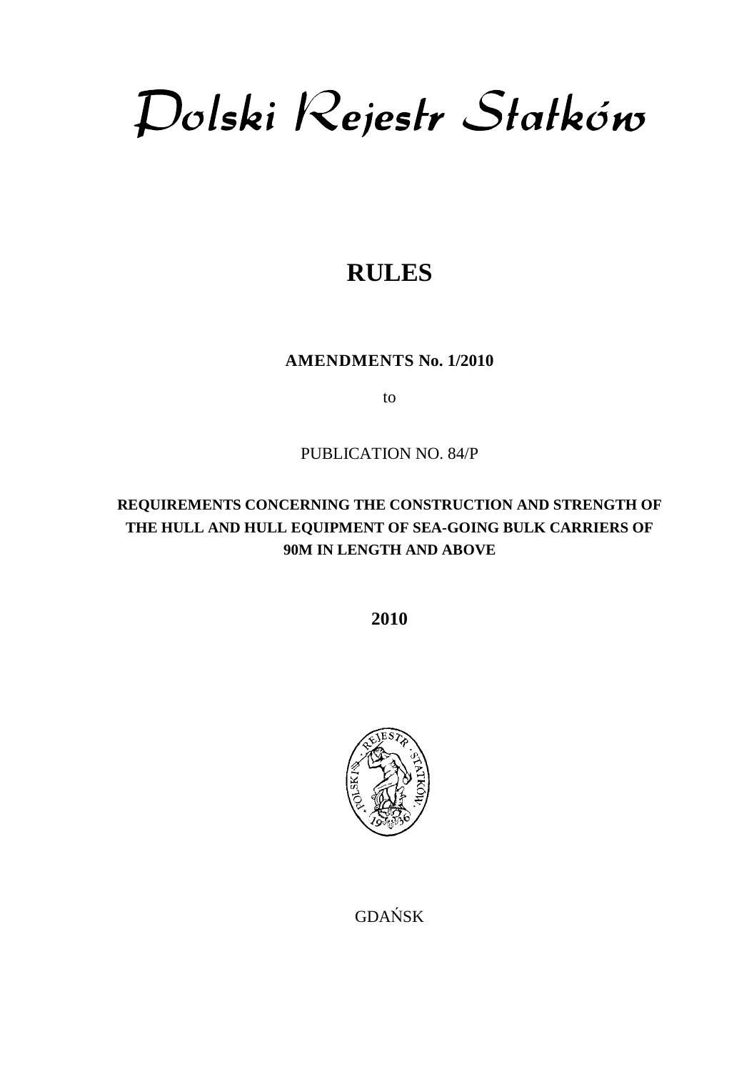# Polski Rejestr Statków

# RULES

**AMENDMENTS No. 1/2010**

to

PUBLICATION NO. 84/P

**REQUIREMENTS CONCERNING THE CONSTRUCTION AND STRENGTH OF THE HULL AND HULL EQUIPMENT OF SEA-GOING BULK CARRIERS OF 90M IN LENGTH AND ABOVE**

**2010**

GDAŃSK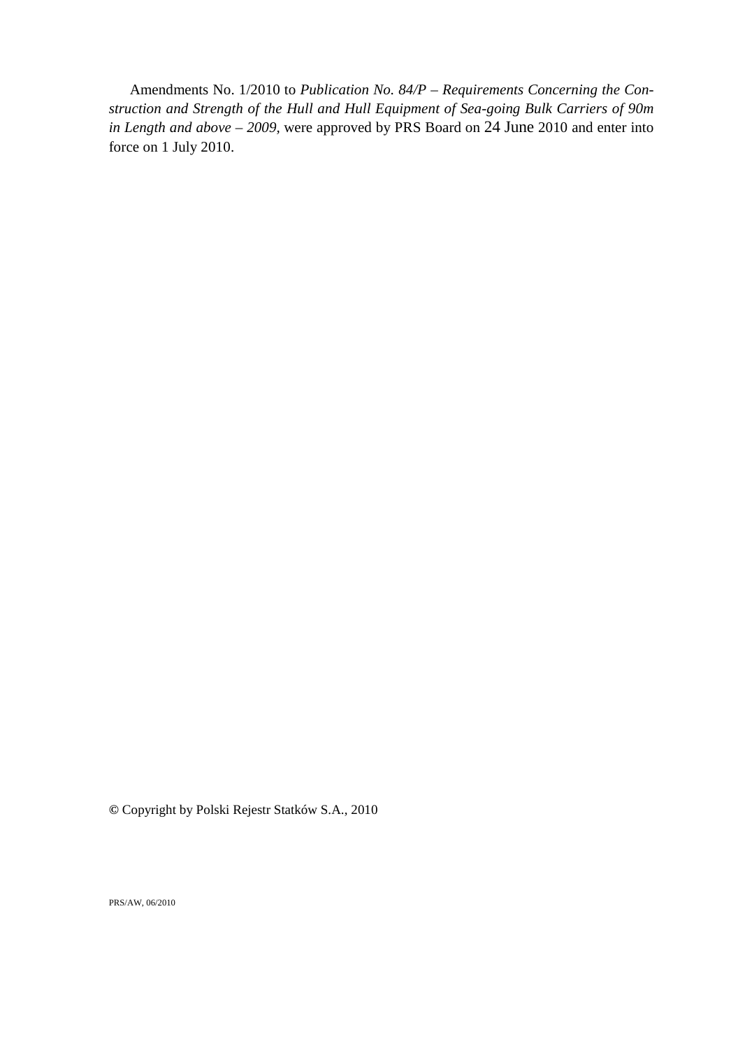Amendments No. 1/2010 to *Publication No. 84/P – Requirements Concerning the Construction and Strength of the Hull and Hull Equipment of Sea-going Bulk Carriers of 90m in Length and above – 2009*, were approved by PRS Board on 24 June 2010 and enter into force on 1 July 2010.

© Copyright by Polski Rejestr Statków S.A., 2010

PRS/AW, 06/2010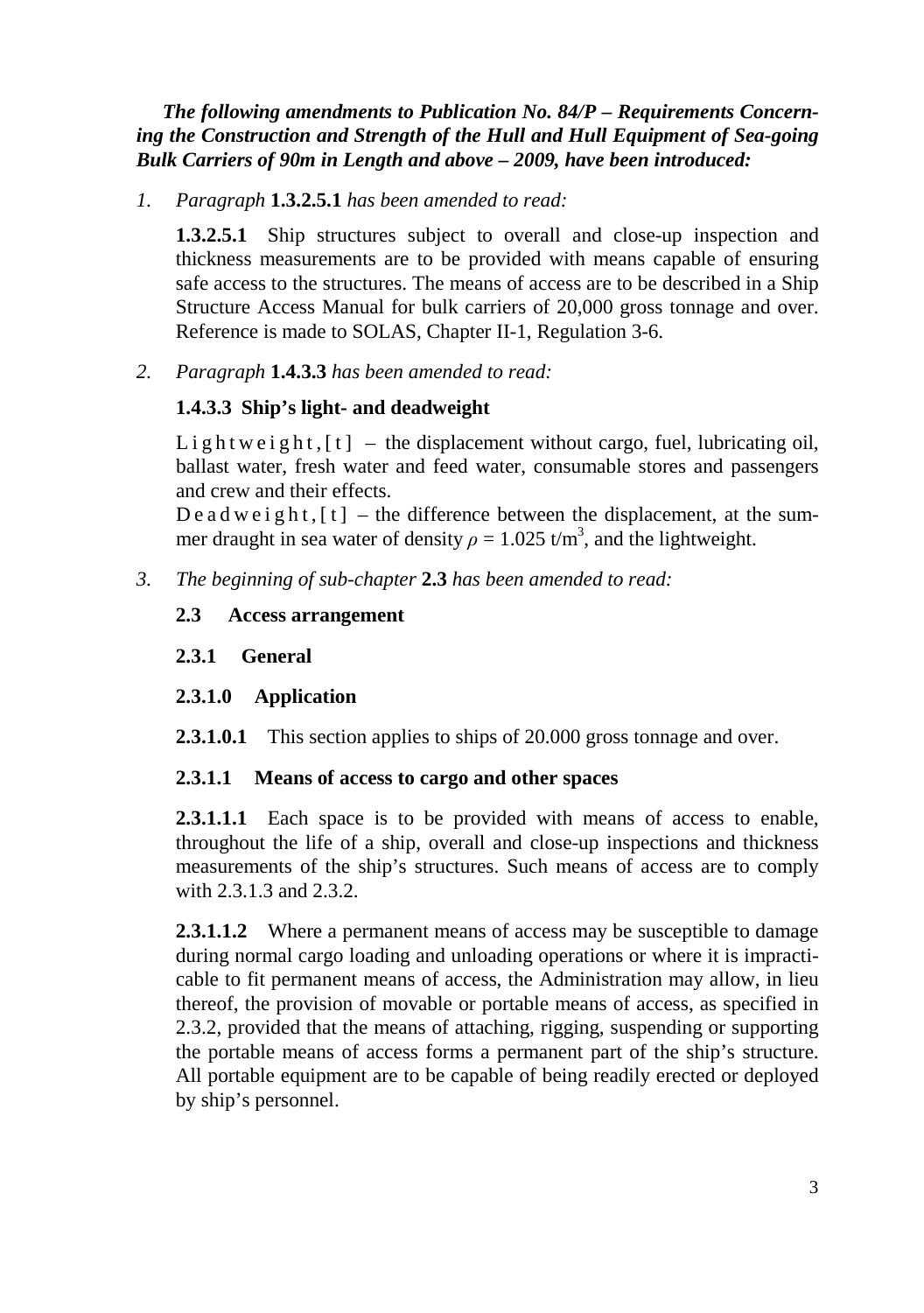***The following amendments to Publication No. 84/P – Requirements Concerning the Construction and Strength of the Hull and Hull Equipment of Sea-going Bulk Carriers of 90m in Length and above – 2009, have been introduced:***

1. *Paragraph* **1.3.2.5.1** *has been amended to read:*

   **1.3.2.5.1** Ship structures subject to overall and close-up inspection and thickness measurements are to be provided with means capable of ensuring safe access to the structures. The means of access are to be described in a Ship Structure Access Manual for bulk carriers of 20,000 gross tonnage and over. Reference is made to SOLAS, Chapter II-1, Regulation 3-6.

2. *Paragraph* **1.4.3.3** *has been amended to read:*

   **1.4.3.3 Ship's light- and deadweight**

   L i g h t w e i g h t , [ t ] – the displacement without cargo, fuel, lubricating oil, ballast water, fresh water and feed water, consumable stores and passengers and crew and their effects.

   D e a d w e i g h t , [ t ] – the difference between the displacement, at the summer draught in sea water of density $\rho = 1.025$ t/m$^3$, and the lightweight.

3. *The beginning of sub-chapter* **2.3** *has been amended to read:*

   **2.3 Access arrangement**

   **2.3.1 General**

   **2.3.1.0 Application**

   **2.3.1.0.1** This section applies to ships of 20.000 gross tonnage and over.

   **2.3.1.1 Means of access to cargo and other spaces**

   **2.3.1.1.1** Each space is to be provided with means of access to enable, throughout the life of a ship, overall and close-up inspections and thickness measurements of the ship's structures. Such means of access are to comply with 2.3.1.3 and 2.3.2.

   **2.3.1.1.2** Where a permanent means of access may be susceptible to damage during normal cargo loading and unloading operations or where it is impracticable to fit permanent means of access, the Administration may allow, in lieu thereof, the provision of movable or portable means of access, as specified in 2.3.2, provided that the means of attaching, rigging, suspending or supporting the portable means of access forms a permanent part of the ship's structure. All portable equipment are to be capable of being readily erected or deployed by ship's personnel.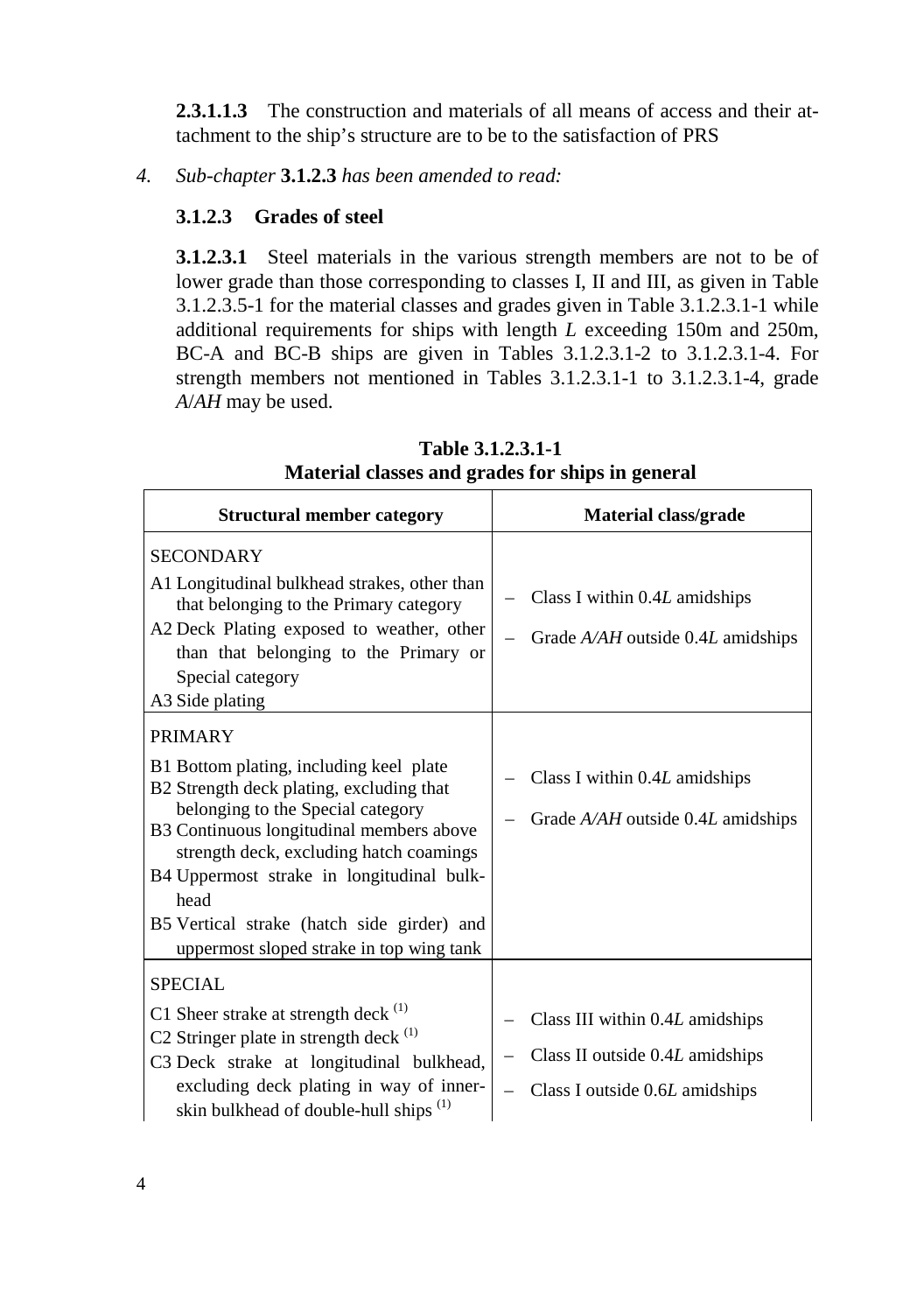**2.3.1.1.3** The construction and materials of all means of access and their attachment to the ship's structure are to be to the satisfaction of PRS

4. *Sub-chapter* **3.1.2.3** *has been amended to read:*

### 3.1.2.3 Grades of steel

**3.1.2.3.1** Steel materials in the various strength members are not to be of lower grade than those corresponding to classes I, II and III, as given in Table 3.1.2.3.5-1 for the material classes and grades given in Table 3.1.2.3.1-1 while additional requirements for ships with length *L* exceeding 150m and 250m, BC-A and BC-B ships are given in Tables 3.1.2.3.1-2 to 3.1.2.3.1-4. For strength members not mentioned in Tables 3.1.2.3.1-1 to 3.1.2.3.1-4, grade *A*/*AH* may be used.

**Table 3.1.2.3.1-1**
**Material classes and grades for ships in general**

| Structural member category | Material class/grade |
|---|---|
| SECONDARY<br>A1 Longitudinal bulkhead strakes, other than that belonging to the Primary category<br>A2 Deck Plating exposed to weather, other than that belonging to the Primary or Special category<br>A3 Side plating | – Class I within 0.4*L* amidships<br>– Grade *A/AH* outside 0.4*L* amidships |
| PRIMARY<br>B1 Bottom plating, including keel plate<br>B2 Strength deck plating, excluding that belonging to the Special category<br>B3 Continuous longitudinal members above strength deck, excluding hatch coamings<br>B4 Uppermost strake in longitudinal bulkhead<br>B5 Vertical strake (hatch side girder) and uppermost sloped strake in top wing tank | – Class I within 0.4*L* amidships<br>– Grade *A/AH* outside 0.4*L* amidships |
| SPECIAL<br>C1 Sheer strake at strength deck [(1)]<br>C2 Stringer plate in strength deck [(1)]<br>C3 Deck strake at longitudinal bulkhead, excluding deck plating in way of inner-skin bulkhead of double-hull ships [(1)] | – Class III within 0.4*L* amidships<br>– Class II outside 0.4*L* amidships<br>– Class I outside 0.6*L* amidships |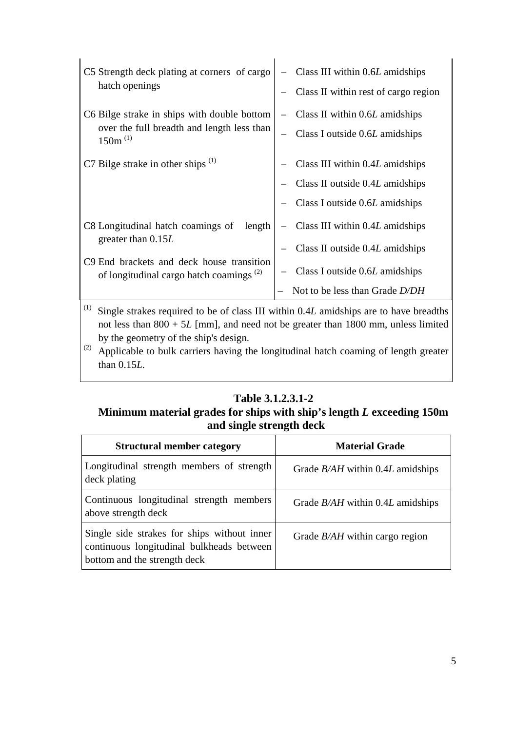| | |
|---|---|
| C5 Strength deck plating at corners of cargo hatch openings | – Class III within 0.6*L* amidships<br>– Class II within rest of cargo region |
| C6 Bilge strake in ships with double bottom over the full breadth and length less than 150m [1] | – Class II within 0.6*L* amidships<br>– Class I outside 0.6*L* amidships |
| C7 Bilge strake in other ships [1] | – Class III within 0.4*L* amidships<br>– Class II outside 0.4*L* amidships<br>– Class I outside 0.6*L* amidships |
| C8 Longitudinal hatch coamings of length greater than 0.15*L*<br>C9 End brackets and deck house transition of longitudinal cargo hatch coamings [2] | – Class III within 0.4*L* amidships<br>– Class II outside 0.4*L* amidships<br>– Class I outside 0.6*L* amidships<br>– Not to be less than Grade *D/DH* |

[1] Single strakes required to be of class III within 0.4*L* amidships are to have breadths not less than 800 + 5*L* [mm], and need not be greater than 1800 mm, unless limited by the geometry of the ship's design.
[2] Applicable to bulk carriers having the longitudinal hatch coaming of length greater than 0.15*L*.

**Table 3.1.2.3.1-2**
**Minimum material grades for ships with ship's length *L* exceeding 150m and single strength deck**

| Structural member category | Material Grade |
|---|---|
| Longitudinal strength members of strength deck plating | Grade *B/AH* within 0.4*L* amidships |
| Continuous longitudinal strength members above strength deck | Grade *B/AH* within 0.4*L* amidships |
| Single side strakes for ships without inner continuous longitudinal bulkheads between bottom and the strength deck | Grade *B/AH* within cargo region |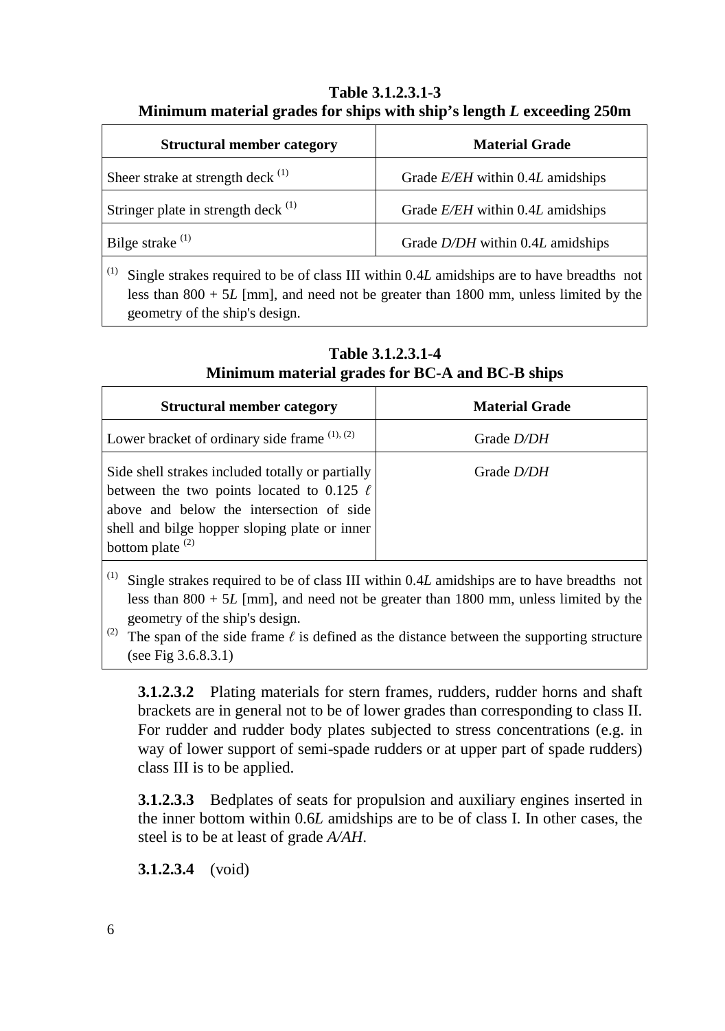**Table 3.1.2.3.1-3**
**Minimum material grades for ships with ship's length $L$ exceeding 250m**

| Structural member category | Material Grade |
|---|---|
| Sheer strake at strength deck [(1)] | Grade *E/EH* within 0.4$L$ amidships |
| Stringer plate in strength deck [(1)] | Grade *E/EH* within 0.4$L$ amidships |
| Bilge strake [(1)] | Grade *D/DH* within 0.4$L$ amidships |

[(1)] Single strakes required to be of class III within 0.4$L$ amidships are to have breadths not less than 800 + 5$L$ [mm], and need not be greater than 1800 mm, unless limited by the geometry of the ship's design.

**Table 3.1.2.3.1-4**
**Minimum material grades for BC-A and BC-B ships**

| Structural member category | Material Grade |
|---|---|
| Lower bracket of ordinary side frame [(1), (2)] | Grade *D/DH* |
| Side shell strakes included totally or partially between the two points located to 0.125 $\ell$ above and below the intersection of side shell and bilge hopper sloping plate or inner bottom plate [(2)] | Grade *D/DH* |

[(1)] Single strakes required to be of class III within 0.4$L$ amidships are to have breadths not less than 800 + 5$L$ [mm], and need not be greater than 1800 mm, unless limited by the geometry of the ship's design.

[(2)] The span of the side frame $\ell$ is defined as the distance between the supporting structure (see Fig 3.6.8.3.1)

**3.1.2.3.2** Plating materials for stern frames, rudders, rudder horns and shaft brackets are in general not to be of lower grades than corresponding to class II. For rudder and rudder body plates subjected to stress concentrations (e.g. in way of lower support of semi-spade rudders or at upper part of spade rudders) class III is to be applied.

**3.1.2.3.3** Bedplates of seats for propulsion and auxiliary engines inserted in the inner bottom within 0.6$L$ amidships are to be of class I. In other cases, the steel is to be at least of grade *A/AH*.

**3.1.2.3.4** (void)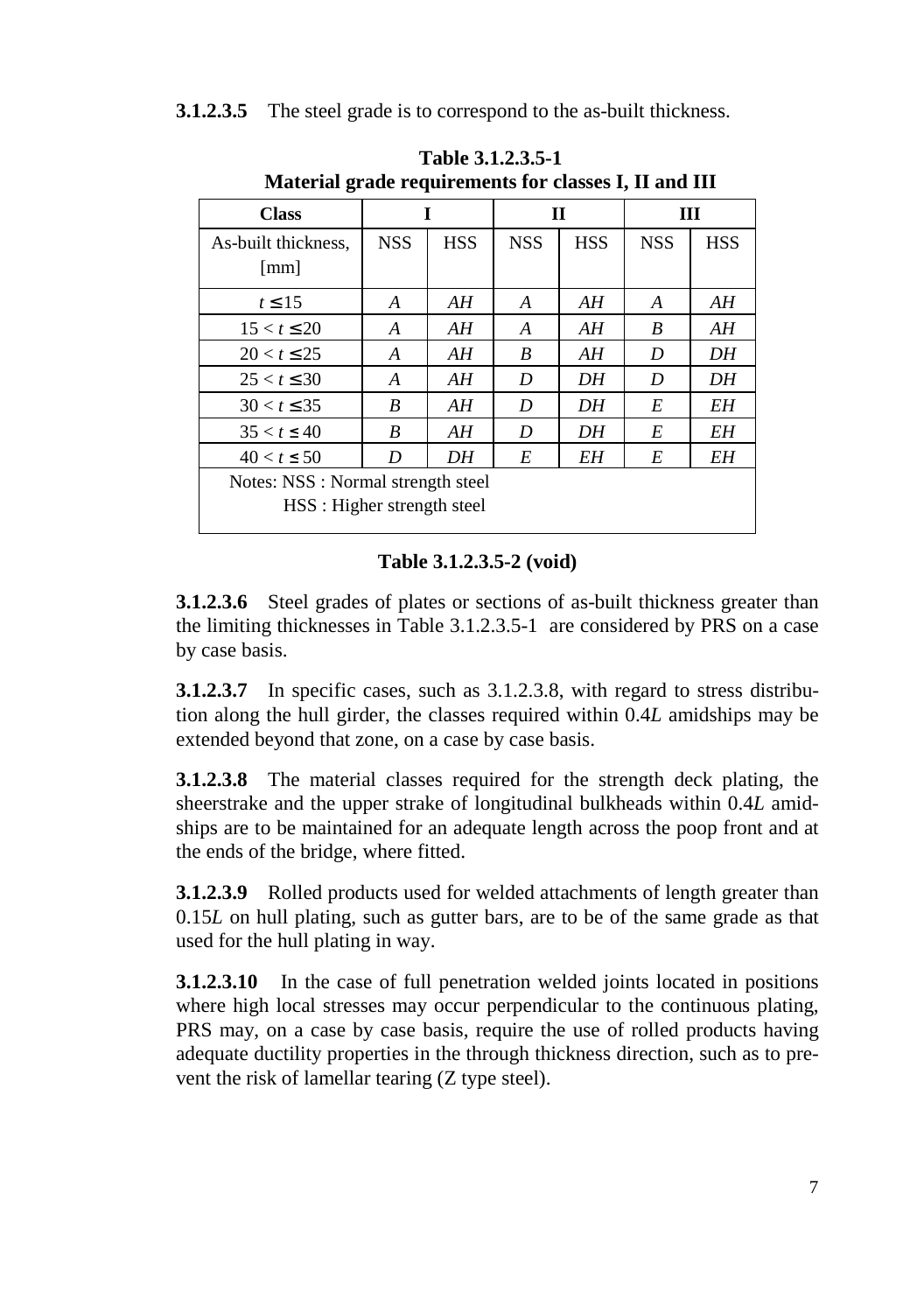**3.1.2.3.5** The steel grade is to correspond to the as-built thickness.

**Table 3.1.2.3.5-1**
**Material grade requirements for classes I, II and III**

| Class | I | | II | | III | |
|---|---|---|---|---|---|---|
| As-built thickness, [mm] | NSS | HSS | NSS | HSS | NSS | HSS |
| $t \leq 15$ | *A* | *AH* | *A* | *AH* | *A* | *AH* |
| $15 < t \leq 20$ | *A* | *AH* | *A* | *AH* | *B* | *AH* |
| $20 < t \leq 25$ | *A* | *AH* | *B* | *AH* | *D* | *DH* |
| $25 < t \leq 30$ | *A* | *AH* | *D* | *DH* | *D* | *DH* |
| $30 < t \leq 35$ | *B* | *AH* | *D* | *DH* | *E* | *EH* |
| $35 < t \leq 40$ | *B* | *AH* | *D* | *DH* | *E* | *EH* |
| $40 < t \leq 50$ | *D* | *DH* | *E* | *EH* | *E* | *EH* |

Notes: NSS : Normal strength steel
HSS : Higher strength steel

**Table 3.1.2.3.5-2 (void)**

**3.1.2.3.6** Steel grades of plates or sections of as-built thickness greater than the limiting thicknesses in Table 3.1.2.3.5-1 are considered by PRS on a case by case basis.

**3.1.2.3.7** In specific cases, such as 3.1.2.3.8, with regard to stress distribution along the hull girder, the classes required within 0.4*L* amidships may be extended beyond that zone, on a case by case basis.

**3.1.2.3.8** The material classes required for the strength deck plating, the sheerstrake and the upper strake of longitudinal bulkheads within 0.4*L* amidships are to be maintained for an adequate length across the poop front and at the ends of the bridge, where fitted.

**3.1.2.3.9** Rolled products used for welded attachments of length greater than 0.15*L* on hull plating, such as gutter bars, are to be of the same grade as that used for the hull plating in way.

**3.1.2.3.10** In the case of full penetration welded joints located in positions where high local stresses may occur perpendicular to the continuous plating, PRS may, on a case by case basis, require the use of rolled products having adequate ductility properties in the through thickness direction, such as to prevent the risk of lamellar tearing (Z type steel).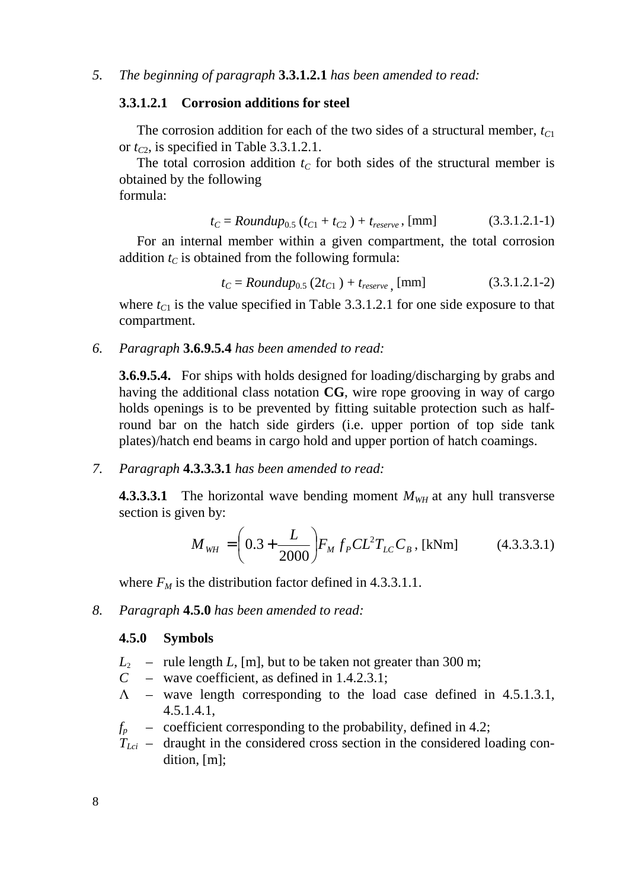*5. The beginning of paragraph* **3.3.1.2.1** *has been amended to read:*

**3.3.1.2.1 Corrosion additions for steel**

The corrosion addition for each of the two sides of a structural member, $t_{C1}$ or $t_{C2}$, is specified in Table 3.3.1.2.1.

The total corrosion addition $t_C$ for both sides of the structural member is obtained by the following
formula:

$$t_C = Roundup_{0.5}\,(t_{C1} + t_{C2}) + t_{reserve}\,,\ \text{[mm]} \qquad (3.3.1.2.1\text{-}1)$$

For an internal member within a given compartment, the total corrosion addition $t_C$ is obtained from the following formula:

$$t_C = Roundup_{0.5}\,(2t_{C1}) + t_{reserve}\,,\ \text{[mm]} \qquad (3.3.1.2.1\text{-}2)$$

where $t_{C1}$ is the value specified in Table 3.3.1.2.1 for one side exposure to that compartment.

*6. Paragraph* **3.6.9.5.4** *has been amended to read:*

**3.6.9.5.4.** For ships with holds designed for loading/discharging by grabs and having the additional class notation **CG**, wire rope grooving in way of cargo holds openings is to be prevented by fitting suitable protection such as half-round bar on the hatch side girders (i.e. upper portion of top side tank plates)/hatch end beams in cargo hold and upper portion of hatch coamings.

*7. Paragraph* **4.3.3.3.1** *has been amended to read:*

**4.3.3.3.1** The horizontal wave bending moment $M_{WH}$ at any hull transverse section is given by:

$$M_{WH} = \left(0.3 + \frac{L}{2000}\right) F_M\, f_P C L^2 T_{LC} C_B\,,\ \text{[kNm]} \qquad (4.3.3.3.1)$$

where $F_M$ is the distribution factor defined in 4.3.3.1.1.

*8. Paragraph* **4.5.0** *has been amended to read:*

**4.5.0 Symbols**

$L_2$ – rule length $L$, [m], but to be taken not greater than 300 m;
$C$ – wave coefficient, as defined in 1.4.2.3.1;
$\Lambda$ – wave length corresponding to the load case defined in 4.5.1.3.1, 4.5.1.4.1,
$f_p$ – coefficient corresponding to the probability, defined in 4.2;
$T_{Lci}$ – draught in the considered cross section in the considered loading condition, [m];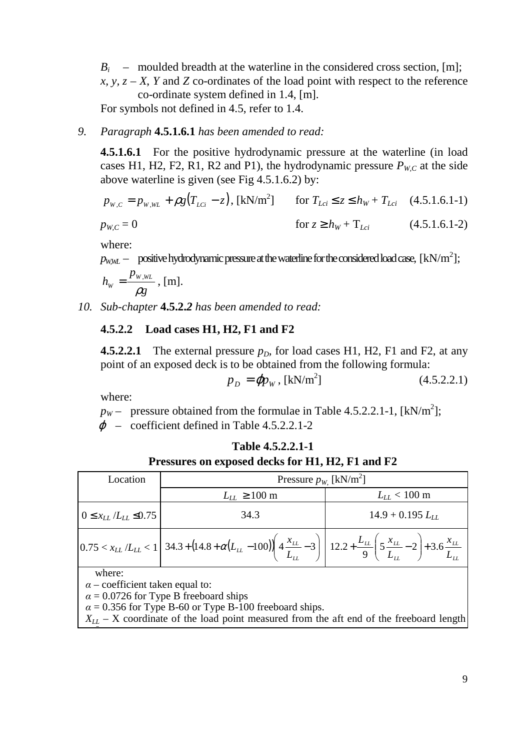$B_i$ – moulded breadth at the waterline in the considered cross section, [m];

$x$, $y$, $z$ – $X$, $Y$ and $Z$ co-ordinates of the load point with respect to the reference co-ordinate system defined in 1.4, [m].

For symbols not defined in 4.5, refer to 1.4.

*9. Paragraph* **4.5.1.6.1** *has been amended to read:*

**4.5.1.6.1** For the positive hydrodynamic pressure at the waterline (in load cases H1, H2, F2, R1, R2 and P1), the hydrodynamic pressure $P_{W,C}$ at the side above waterline is given (see Fig 4.5.1.6.2) by:

$$p_{W,C} = p_{W,WL} + \rho g (T_{LCi} - z) \text{, [kN/m}^2\text{]} \quad \text{for } T_{Lci} \le z \le h_W + T_{Lci} \quad (4.5.1.6.1\text{-}1)$$

$$p_{W,C} = 0 \quad \text{for } z \ge h_W + T_{Lci} \quad (4.5.1.6.1\text{-}2)$$

where:

$p_{W,WL}$ – positive hydrodynamic pressure at the waterline for the considered load case, [kN/m$^2$];

$h_W = \dfrac{p_{W,WL}}{\rho g}$, [m].

*10. Sub-chapter* **4.5.2.2** *has been amended to read:*

**4.5.2.2 Load cases H1, H2, F1 and F2**

**4.5.2.2.1** The external pressure $p_D$, for load cases H1, H2, F1 and F2, at any point of an exposed deck is to be obtained from the following formula:

$$p_D = \varphi p_W \text{, [kN/m}^2\text{]} \quad (4.5.2.2.1)$$

where:

$p_W$ – pressure obtained from the formulae in Table 4.5.2.2.1-1, [kN/m$^2$];

$\varphi$ – coefficient defined in Table 4.5.2.2.1-2

**Table 4.5.2.2.1-1**
**Pressures on exposed decks for H1, H2, F1 and F2**

| Location | Pressure $p_W$, [kN/m$^2$] | |
|---|---|---|
| | $L_{LL} \ge 100$ m | $L_{LL} < 100$ m |
| $0 \le x_{LL}/L_{LL} \le 0.75$ | 34.3 | $14.9 + 0.195\,L_{LL}$ |
| $0.75 < x_{LL}/L_{LL} < 1$ | $34.3 + (14.8 + \alpha(L_{LL} - 100))\left(4\dfrac{x_{LL}}{L_{LL}} - 3\right)$ | $12.2 + \dfrac{L_{LL}}{9}\left(5\dfrac{x_{LL}}{L_{LL}} - 2\right) + 3.6\dfrac{x_{LL}}{L_{LL}}$ |

where:
$\alpha$ – coefficient taken equal to:
$\alpha = 0.0726$ for Type B freeboard ships
$\alpha = 0.356$ for Type B-60 or Type B-100 freeboard ships.
$X_{LL}$ – X coordinate of the load point measured from the aft end of the freeboard length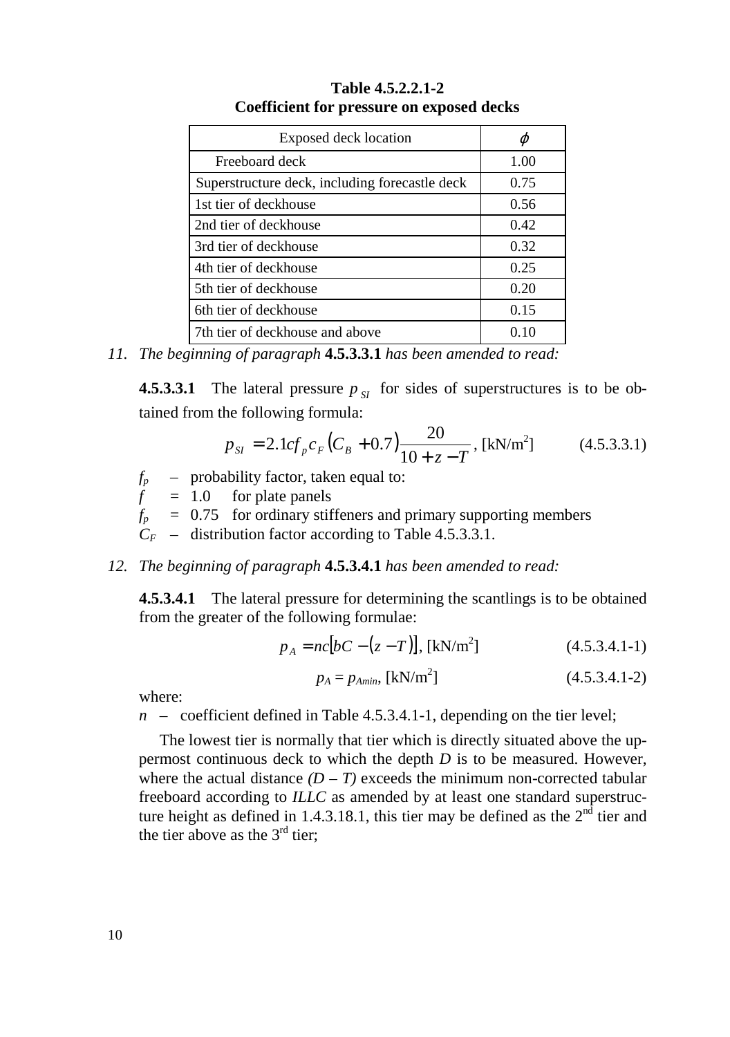**Table 4.5.2.2.1-2**
**Coefficient for pressure on exposed decks**

| Exposed deck location | $\varphi$ |
|---|---|
| Freeboard deck | 1.00 |
| Superstructure deck, including forecastle deck | 0.75 |
| 1st tier of deckhouse | 0.56 |
| 2nd tier of deckhouse | 0.42 |
| 3rd tier of deckhouse | 0.32 |
| 4th tier of deckhouse | 0.25 |
| 5th tier of deckhouse | 0.20 |
| 6th tier of deckhouse | 0.15 |
| 7th tier of deckhouse and above | 0.10 |

11. *The beginning of paragraph* **4.5.3.3.1** *has been amended to read:*

**4.5.3.3.1** The lateral pressure $p_{SI}$ for sides of superstructures is to be obtained from the following formula:

$$p_{SI} = 2.1 c f_p c_F \left(C_B + 0.7\right) \frac{20}{10 + z - T}, \text{ [kN/m}^2\text{]} \qquad (4.5.3.3.1)$$

$f_p$ – probability factor, taken equal to:
$f$ = 1.0 for plate panels
$f_p$ = 0.75 for ordinary stiffeners and primary supporting members
$C_F$ – distribution factor according to Table 4.5.3.3.1.

12. *The beginning of paragraph* **4.5.3.4.1** *has been amended to read:*

**4.5.3.4.1** The lateral pressure for determining the scantlings is to be obtained from the greater of the following formulae:

$$p_A = nc\left[bC - \left(z - T\right)\right], \text{ [kN/m}^2\text{]} \qquad (4.5.3.4.1\text{-}1)$$

$$p_A = p_{Amin}, \text{ [kN/m}^2\text{]} \qquad (4.5.3.4.1\text{-}2)$$

where:
$n$ – coefficient defined in Table 4.5.3.4.1-1, depending on the tier level;

The lowest tier is normally that tier which is directly situated above the uppermost continuous deck to which the depth $D$ is to be measured. However, where the actual distance $(D - T)$ exceeds the minimum non-corrected tabular freeboard according to *ILLC* as amended by at least one standard superstructure height as defined in 1.4.3.18.1, this tier may be defined as the 2nd tier and the tier above as the 3rd tier;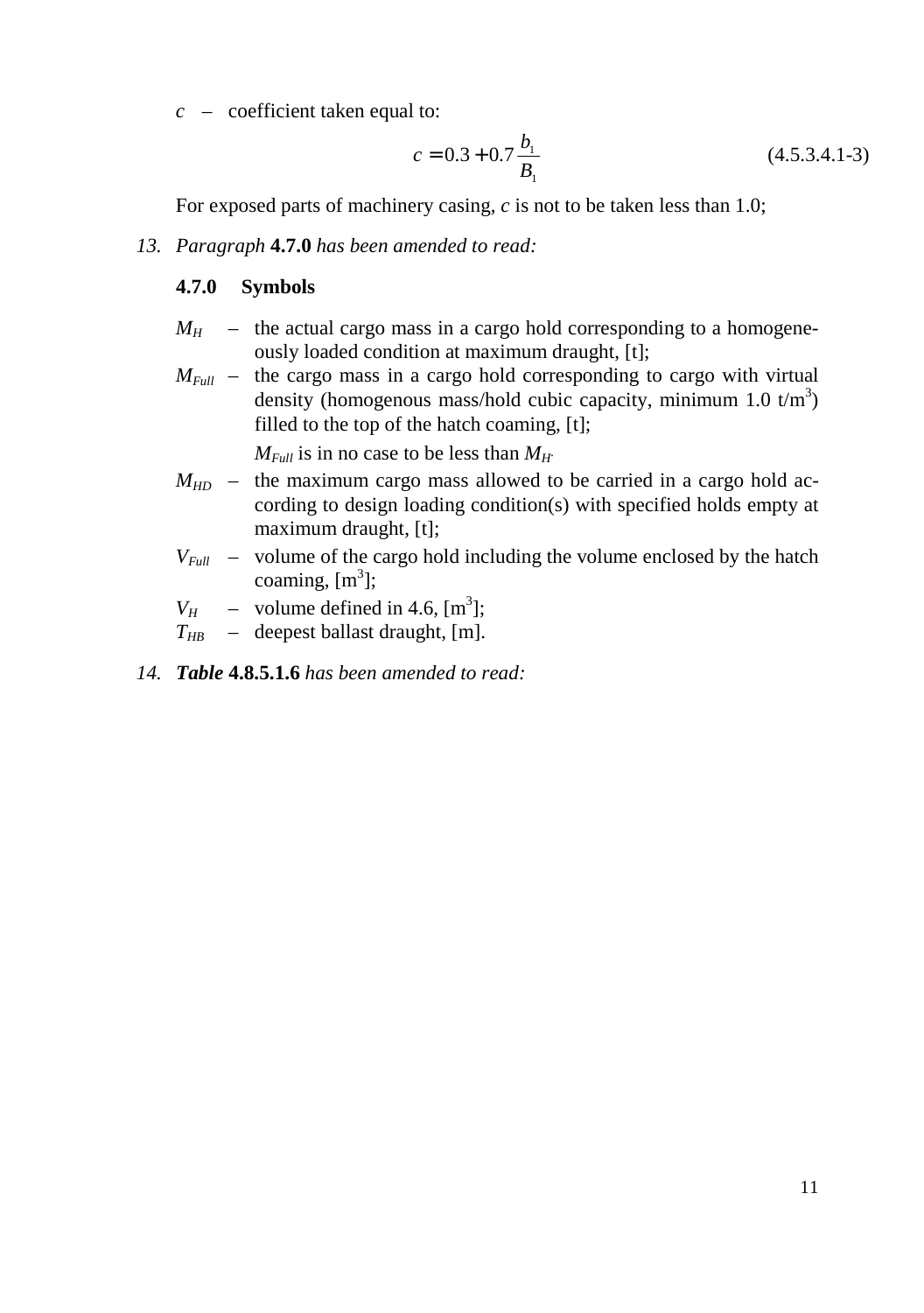$c$ – coefficient taken equal to:

$$c = 0.3 + 0.7\frac{b_1}{B_1} \tag{4.5.3.4.1-3}$$

For exposed parts of machinery casing, $c$ is not to be taken less than 1.0;

*13. Paragraph* **4.7.0** *has been amended to read:*

**4.7.0 Symbols**

$M_H$ – the actual cargo mass in a cargo hold corresponding to a homogeneously loaded condition at maximum draught, [t];

$M_{Full}$ – the cargo mass in a cargo hold corresponding to cargo with virtual density (homogenous mass/hold cubic capacity, minimum 1.0 t/m$^3$) filled to the top of the hatch coaming, [t];

$M_{Full}$ is in no case to be less than $M_H$.

$M_{HD}$ – the maximum cargo mass allowed to be carried in a cargo hold according to design loading condition(s) with specified holds empty at maximum draught, [t];

$V_{Full}$ – volume of the cargo hold including the volume enclosed by the hatch coaming, [m$^3$];

$V_H$ – volume defined in 4.6, [m$^3$];

$T_{HB}$ – deepest ballast draught, [m].

*14.* ***Table*** **4.8.5.1.6** *has been amended to read:*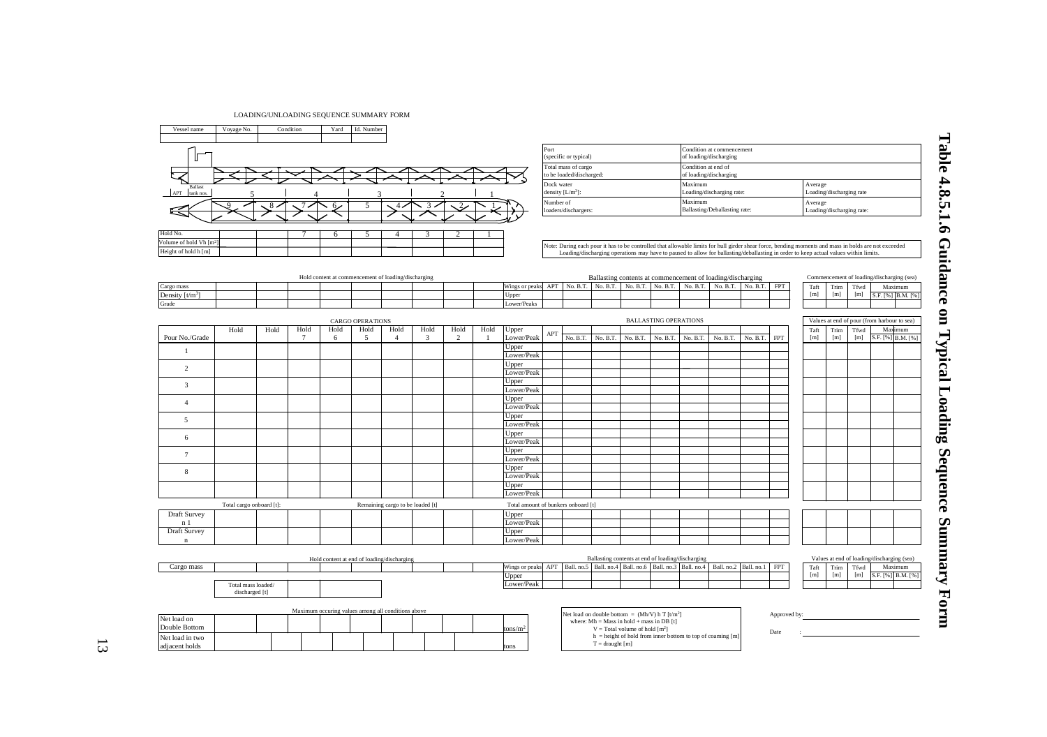# Table 4.8.5.1.6 Guidance on Typical Loading Sequence Summary Form

LOADING/UNLOADING SEQUENCE SUMMARY FORM

| Vessel name | Voyage No. | Condition | Yard | Id. Number |
|---|---|---|---|---|
| | | | | |

| Port (specific or typical) | | Condition at commencement of loading/discharging | | | |
|---|---|---|---|---|---|
| Total mass of cargo to be loaded/discharged: | | Condition at end of loading/discharging | | | |
| Dock water density [L/m³]: | | Maximum Loading/discharging rate: | | Average Loading/discharging rate | |
| Number of loaders/dischargers: | | Maximum Ballasting/Deballasting rate: | | Average Loading/discharging rate: | |

Ballast tank nos.: APT, 5, 4, 3, 2, 1; 9, 8, 7, 6, 5, 4, 3, 2, 1

| Hold No. | | | 7 | 6 | 5 | 4 | 3 | 2 | 1 |
|---|---|---|---|---|---|---|---|---|---|
| Volume of hold Vh [m³] | | | | | | | | | |
| Height of hold h [m] | | | | | | | | | |

Note: During each pour it has to be controlled that allowable limits for hull girder shear force, bending moments and mass in holds are not exceeded. Loading/discharging operations may have to be paused to allow for ballasting/deballasting in order to keep actual values within limits.

Hold content at commencement of loading/discharging

| | | | | | | | | | |
|---|---|---|---|---|---|---|---|---|---|
| Cargo mass | | | | | | | | | |
| Density [t/m³] | | | | | | | | | |
| Grade | | | | | | | | | |

Ballasting contents at commencement of loading/discharging

| Wings or peaks | APT | No. B.T. | No. B.T. | No. B.T. | No. B.T. | No. B.T. | No. B.T. | No. B.T. | FPT |
|---|---|---|---|---|---|---|---|---|---|
| Upper | | | | | | | | | |
| Lower/Peaks | | | | | | | | | |

Commencement of loading/discharging (sea)

| Taft [m] | Trim [m] | Tfwd [m] | Maximum S.F. [%] | Maximum B.M. [%] |
|---|---|---|---|---|
| | | | | |

CARGO OPERATIONS / BALLASTING OPERATIONS / Values at end of pour (from harbour to sea)

| Pour No./Grade | Hold | Hold | Hold 7 | Hold 6 | Hold 5 | Hold 4 | Hold 3 | Hold 2 | Hold 1 | Upper / Lower/Peak | APT | No. B.T. | No. B.T. | No. B.T. | No. B.T. | No. B.T. | No. B.T. | No. B.T. | FPT | Taft [m] | Trim [m] | Tfwd [m] | Maximum S.F. [%] | Maximum B.M. [%] |
|---|---|---|---|---|---|---|---|---|---|---|---|---|---|---|---|---|---|---|---|---|---|---|---|---|
| 1 | | | | | | | | | | Upper | | | | | | | | | | | | | | |
| | | | | | | | | | | Lower/Peak | | | | | | | | | | | | | | |
| 2 | | | | | | | | | | Upper | | | | | | | | | | | | | | |
| | | | | | | | | | | Lower/Peak | | | | | | | | | | | | | | |
| 3 | | | | | | | | | | Upper | | | | | | | | | | | | | | |
| | | | | | | | | | | Lower/Peak | | | | | | | | | | | | | | |
| 4 | | | | | | | | | | Upper | | | | | | | | | | | | | | |
| | | | | | | | | | | Lower/Peak | | | | | | | | | | | | | | |
| 5 | | | | | | | | | | Upper | | | | | | | | | | | | | | |
| | | | | | | | | | | Lower/Peak | | | | | | | | | | | | | | |
| 6 | | | | | | | | | | Upper | | | | | | | | | | | | | | |
| | | | | | | | | | | Lower/Peak | | | | | | | | | | | | | | |
| 7 | | | | | | | | | | Upper | | | | | | | | | | | | | | |
| | | | | | | | | | | Lower/Peak | | | | | | | | | | | | | | |
| 8 | | | | | | | | | | Upper | | | | | | | | | | | | | | |
| | | | | | | | | | | Lower/Peak | | | | | | | | | | | | | | |
| | | | | | | | | | | Upper | | | | | | | | | | | | | | |
| | | | | | | | | | | Lower/Peak | | | | | | | | | | | | | | |
| Total cargo onboard [t]: | | | Remaining cargo to be loaded [t] | | | | | | | Total amount of bunkers onboard [t] | | | | | | | | | | | | | | |
| Draft Survey n 1 | | | | | | | | | | Upper | | | | | | | | | | | | | | |
| | | | | | | | | | | Lower/Peak | | | | | | | | | | | | | | |
| Draft Survey n | | | | | | | | | | Upper | | | | | | | | | | | | | | |
| | | | | | | | | | | Lower/Peak | | | | | | | | | | | | | | |

Hold content at end of loading/discharging

| | | | | | | | | | |
|---|---|---|---|---|---|---|---|---|---|
| Cargo mass | | | | | | | | | |
| | Total mass loaded/ discharged [t] | | | | | | | | |

Ballasting contents at end of loading/discharging

| Wings or peaks | APT | Ball. no.5 | Ball. no.4 | Ball. no.6 | Ball. no.3 | Ball. no.4 | Ball. no.2 | Ball. no.1 | FPT |
|---|---|---|---|---|---|---|---|---|---|
| Upper | | | | | | | | | |
| Lower/Peak | | | | | | | | | |

Values at end of loading/discharging (sea)

| Taft [m] | Trim [m] | Tfwd [m] | Maximum S.F. [%] | Maximum B.M. [%] |
|---|---|---|---|---|
| | | | | |

Maximum occuring values among all conditions above

| | | | | | | | | | | |
|---|---|---|---|---|---|---|---|---|---|---|
| Net load on Double Bottom | | | | | | | | | | tons/m² |
| Net load in two adjacent holds | | | | | | | | | | tons |

Net load on double bottom = (Mh/V) h T [t/m²]
where: Mh = Mass in hold + mass in DB [t]
V = Total volume of hold [m²]
h = height of hold from inner bottom to top of coaming [m]
T = draught [m]

Approved by: ______________________

Date : ______________________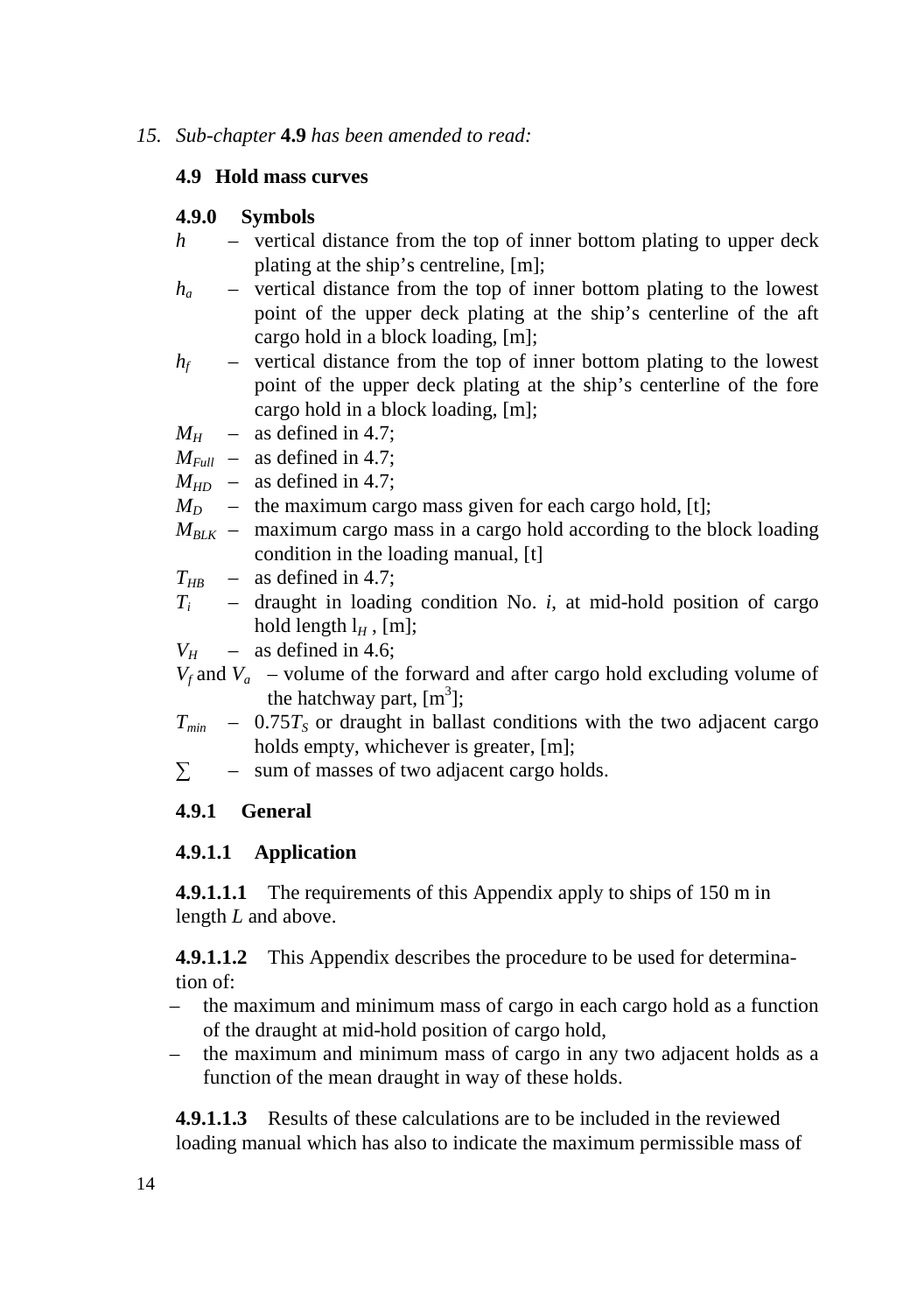*15. Sub-chapter* **4.9** *has been amended to read:*

## 4.9 Hold mass curves

### 4.9.0 Symbols

- $h$ – vertical distance from the top of inner bottom plating to upper deck plating at the ship's centreline, [m];
- $h_a$ – vertical distance from the top of inner bottom plating to the lowest point of the upper deck plating at the ship's centerline of the aft cargo hold in a block loading, [m];
- $h_f$ – vertical distance from the top of inner bottom plating to the lowest point of the upper deck plating at the ship's centerline of the fore cargo hold in a block loading, [m];
- $M_H$ – as defined in 4.7;
- $M_{Full}$ – as defined in 4.7;
- $M_{HD}$ – as defined in 4.7;
- $M_D$ – the maximum cargo mass given for each cargo hold, [t];
- $M_{BLK}$ – maximum cargo mass in a cargo hold according to the block loading condition in the loading manual, [t]
- $T_{HB}$ – as defined in 4.7;
- $T_i$ – draught in loading condition No. *i*, at mid-hold position of cargo hold length $l_H$ , [m];
- $V_H$ – as defined in 4.6;
- $V_f$ and $V_a$ – volume of the forward and after cargo hold excluding volume of the hatchway part, [m$^3$];
- $T_{min}$ – $0.75T_S$ or draught in ballast conditions with the two adjacent cargo holds empty, whichever is greater, [m];
- $\sum$ – sum of masses of two adjacent cargo holds.

### 4.9.1 General

#### 4.9.1.1 Application

**4.9.1.1.1** The requirements of this Appendix apply to ships of 150 m in length *L* and above.

**4.9.1.1.2** This Appendix describes the procedure to be used for determination of:

- the maximum and minimum mass of cargo in each cargo hold as a function of the draught at mid-hold position of cargo hold,
- the maximum and minimum mass of cargo in any two adjacent holds as a function of the mean draught in way of these holds.

**4.9.1.1.3** Results of these calculations are to be included in the reviewed loading manual which has also to indicate the maximum permissible mass of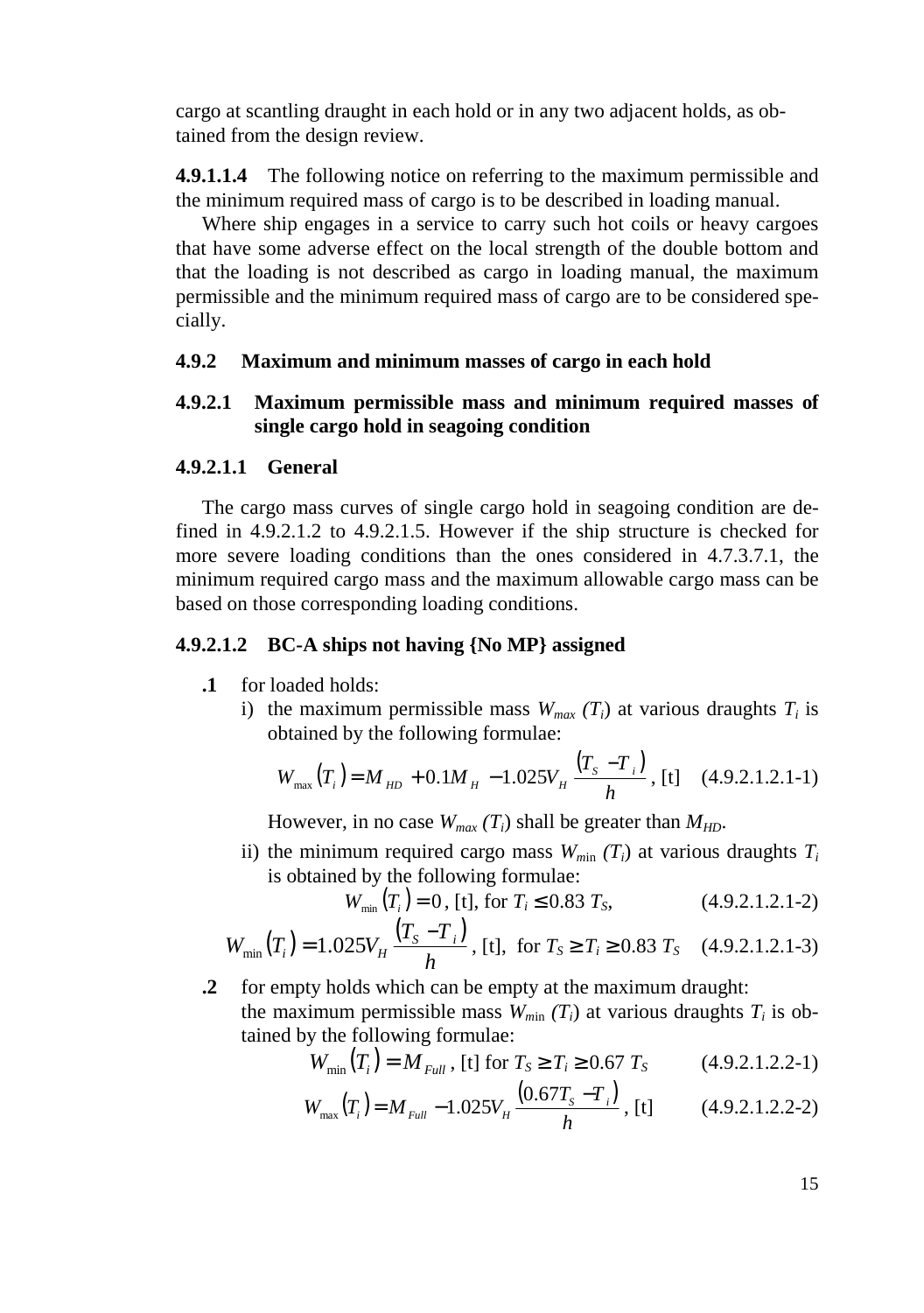cargo at scantling draught in each hold or in any two adjacent holds, as obtained from the design review.

**4.9.1.1.4** The following notice on referring to the maximum permissible and the minimum required mass of cargo is to be described in loading manual.

Where ship engages in a service to carry such hot coils or heavy cargoes that have some adverse effect on the local strength of the double bottom and that the loading is not described as cargo in loading manual, the maximum permissible and the minimum required mass of cargo are to be considered specially.

### 4.9.2 Maximum and minimum masses of cargo in each hold

### 4.9.2.1 Maximum permissible mass and minimum required masses of single cargo hold in seagoing condition

#### 4.9.2.1.1 General

The cargo mass curves of single cargo hold in seagoing condition are defined in 4.9.2.1.2 to 4.9.2.1.5. However if the ship structure is checked for more severe loading conditions than the ones considered in 4.7.3.7.1, the minimum required cargo mass and the maximum allowable cargo mass can be based on those corresponding loading conditions.

#### 4.9.2.1.2 BC-A ships not having {No MP} assigned

**.1** for loaded holds:

i) the maximum permissible mass $W_{max}(T_i)$ at various draughts $T_i$ is obtained by the following formulae:

$$W_{\max}(T_i) = M_{HD} + 0.1M_H - 1.025V_H \frac{(T_S - T_i)}{h}, \text{ [t]} \quad (4.9.2.1.2.1\text{-}1)$$

However, in no case $W_{max}(T_i)$ shall be greater than $M_{HD}$.

ii) the minimum required cargo mass $W_{min}(T_i)$ at various draughts $T_i$ is obtained by the following formulae:

$$W_{\min}(T_i) = 0, \text{ [t], for } T_i \le 0.83\, T_S, \quad (4.9.2.1.2.1\text{-}2)$$

$$W_{\min}(T_i) = 1.025V_H \frac{(T_S - T_i)}{h}, \text{ [t], for } T_S \ge T_i \ge 0.83\, T_S \quad (4.9.2.1.2.1\text{-}3)$$

**.2** for empty holds which can be empty at the maximum draught:
the maximum permissible mass $W_{min}(T_i)$ at various draughts $T_i$ is obtained by the following formulae:

$$W_{\min}(T_i) = M_{Full}, \text{ [t] for } T_S \ge T_i \ge 0.67\, T_S \quad (4.9.2.1.2.2\text{-}1)$$

$$W_{\max}(T_i) = M_{Full} - 1.025V_H \frac{(0.67T_S - T_i)}{h}, \text{ [t]} \quad (4.9.2.1.2.2\text{-}2)$$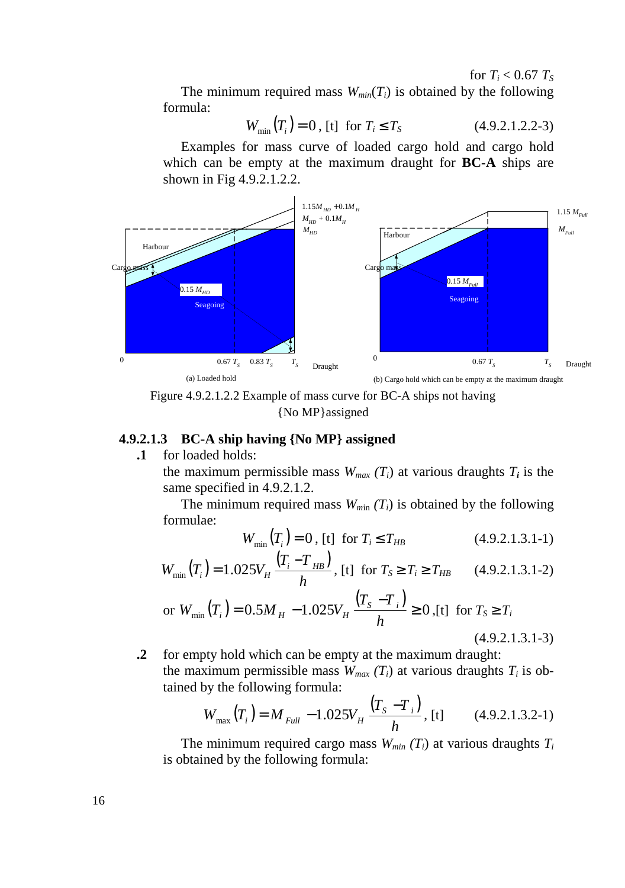for $T_i < 0.67\ T_S$

The minimum required mass $W_{min}(T_i)$ is obtained by the following formula:

$$W_{\min}(T_i) = 0 \text{, [t] for } T_i \leq T_S \qquad (4.9.2.1.2.2\text{-}3)$$

Examples for mass curve of loaded cargo hold and cargo hold which can be empty at the maximum draught for **BC-A** ships are shown in Fig 4.9.2.1.2.2.

Figure 4.9.2.1.2.2 Example of mass curve for BC-A ships not having {No MP}assigned

### 4.9.2.1.3 BC-A ship having {No MP} assigned

**.1** for loaded holds:

the maximum permissible mass $W_{max}(T_i)$ at various draughts $T_i$ is the same specified in 4.9.2.1.2.

The minimum required mass $W_{min}(T_i)$ is obtained by the following formulae:

$$W_{\min}(T_i) = 0 \text{, [t] for } T_i \leq T_{HB} \qquad (4.9.2.1.3.1\text{-}1)$$

$$W_{\min}(T_i) = 1.025 V_H \frac{(T_i - T_{HB})}{h} \text{, [t] for } T_S \geq T_i \geq T_{HB} \qquad (4.9.2.1.3.1\text{-}2)$$

$$\text{or } W_{\min}(T_i) = 0.5 M_H - 1.025 V_H \frac{(T_S - T_i)}{h} \geq 0 \text{, [t] for } T_S \geq T_i \qquad (4.9.2.1.3.1\text{-}3)$$

**.2** for empty hold which can be empty at the maximum draught:

the maximum permissible mass $W_{max}(T_i)$ at various draughts $T_i$ is obtained by the following formula:

$$W_{\max}(T_i) = M_{Full} - 1.025 V_H \frac{(T_S - T_i)}{h} \text{, [t]} \qquad (4.9.2.1.3.2\text{-}1)$$

The minimum required cargo mass $W_{min}(T_i)$ at various draughts $T_i$ is obtained by the following formula: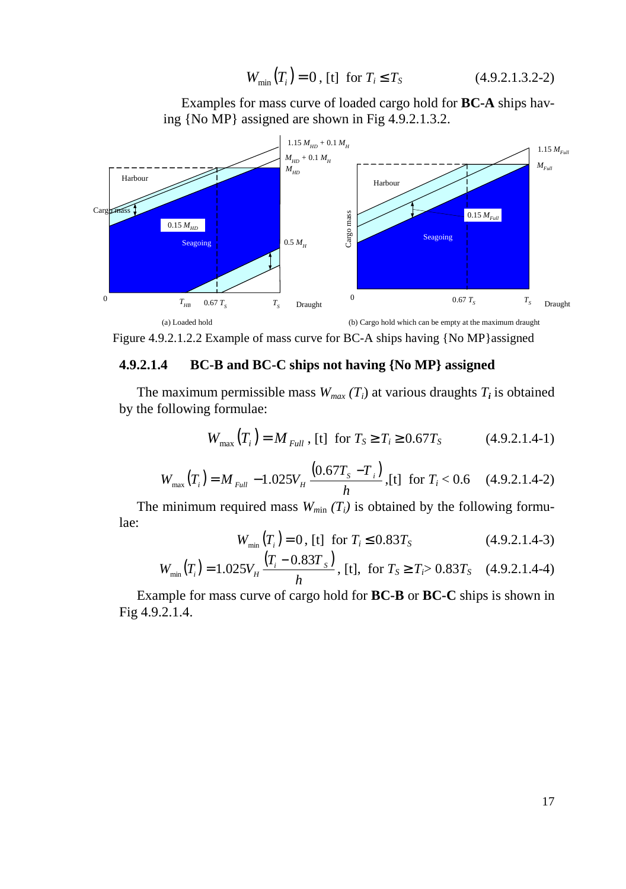$$W_{\min}\left(T_i\right) = 0 \text{, [t] for } T_i \leq T_S \qquad (4.9.2.1.3.2\text{-}2)$$

Examples for mass curve of loaded cargo hold for **BC-A** ships having {No MP} assigned are shown in Fig 4.9.2.1.3.2.

Figure 4.9.2.1.2.2 Example of mass curve for BC-A ships having {No MP}assigned

### 4.9.2.1.4 BC-B and BC-C ships not having {No MP} assigned

The maximum permissible mass $W_{max}(T_i)$ at various draughts $T_i$ is obtained by the following formulae:

$$W_{\max}\left(T_i\right) = M_{Full} \text{, [t] for } T_S \geq T_i \geq 0.67T_S \qquad (4.9.2.1.4\text{-}1)$$

$$W_{\max}\left(T_i\right) = M_{Full} - 1.025V_H \frac{\left(0.67T_S - T_i\right)}{h} \text{,[t] for } T_i < 0.6 \qquad (4.9.2.1.4\text{-}2)$$

The minimum required mass $W_{\min}(T_i)$ is obtained by the following formulae:

$$W_{\min}\left(T_i\right) = 0 \text{, [t] for } T_i \leq 0.83T_S \qquad (4.9.2.1.4\text{-}3)$$

$$W_{\min}\left(T_i\right) = 1.025V_H \frac{\left(T_i - 0.83T_S\right)}{h} \text{, [t], for } T_S \geq T_i > 0.83T_S \qquad (4.9.2.1.4\text{-}4)$$

Example for mass curve of cargo hold for **BC-B** or **BC-C** ships is shown in Fig 4.9.2.1.4.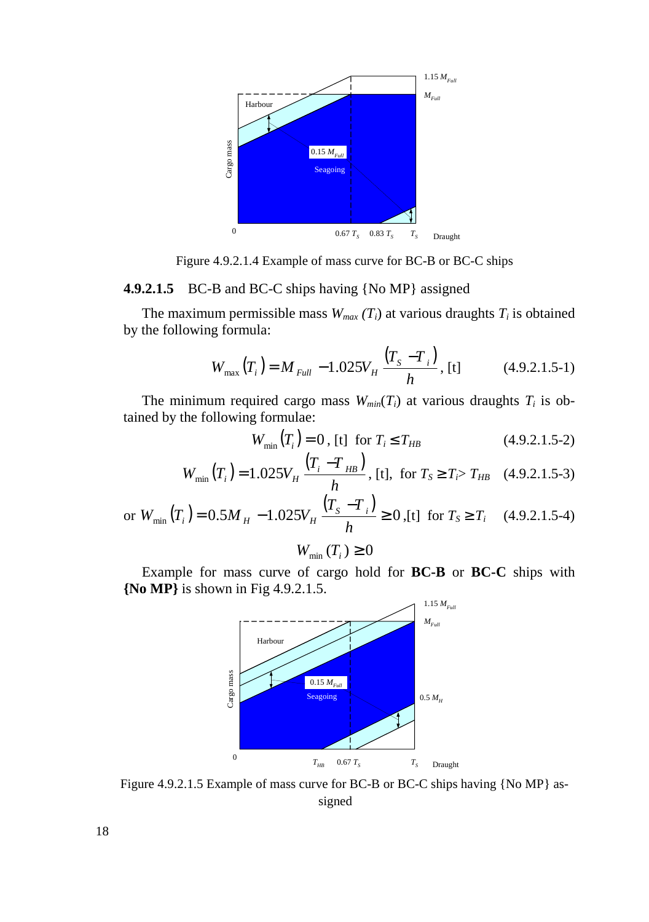Figure 4.9.2.1.4 Example of mass curve for BC-B or BC-C ships

**4.9.2.1.5** BC-B and BC-C ships having {No MP} assigned

The maximum permissible mass $W_{max}(T_i)$ at various draughts $T_i$ is obtained by the following formula:

$$W_{\max}(T_i) = M_{Full} - 1.025 V_H \frac{(T_S - T_i)}{h}, \text{ [t]} \qquad (4.9.2.1.5\text{-}1)$$

The minimum required cargo mass $W_{min}(T_i)$ at various draughts $T_i$ is obtained by the following formulae:

$$W_{\min}(T_i) = 0, \text{ [t] for } T_i \le T_{HB} \qquad (4.9.2.1.5\text{-}2)$$

$$W_{\min}(T_i) = 1.025 V_H \frac{(T_i - T_{HB})}{h}, \text{ [t], for } T_S \ge T_i > T_{HB} \qquad (4.9.2.1.5\text{-}3)$$

or $$W_{\min}(T_i) = 0.5 M_H - 1.025 V_H \frac{(T_S - T_i)}{h} \ge 0, \text{[t] for } T_S \ge T_i \qquad (4.9.2.1.5\text{-}4)$$

$$W_{\min}(T_i) \ge 0$$

Example for mass curve of cargo hold for **BC-B** or **BC-C** ships with **{No MP}** is shown in Fig 4.9.2.1.5.

Figure 4.9.2.1.5 Example of mass curve for BC-B or BC-C ships having {No MP} assigned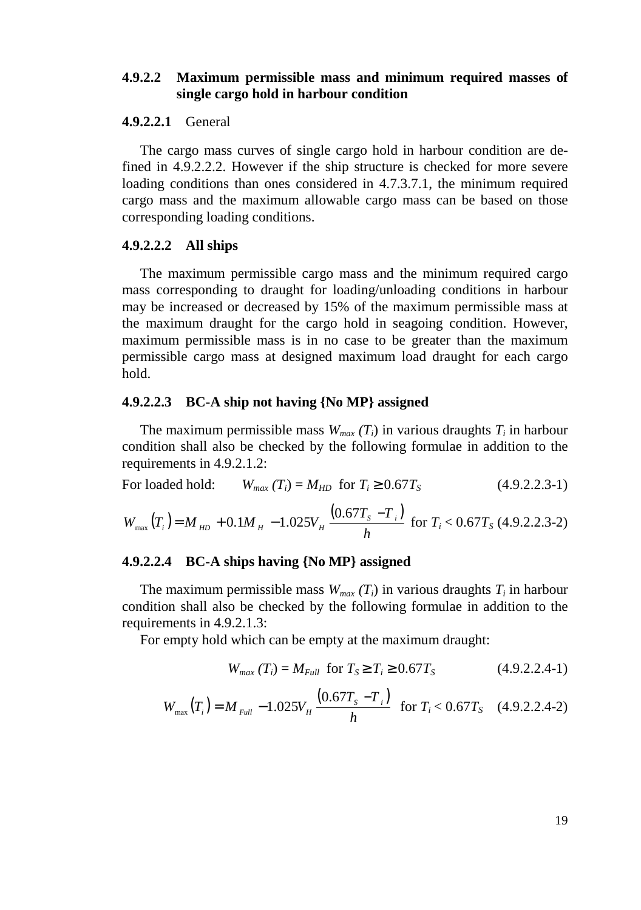#### 4.9.2.2 Maximum permissible mass and minimum required masses of single cargo hold in harbour condition

**4.9.2.2.1** General

The cargo mass curves of single cargo hold in harbour condition are defined in 4.9.2.2.2. However if the ship structure is checked for more severe loading conditions than ones considered in 4.7.3.7.1, the minimum required cargo mass and the maximum allowable cargo mass can be based on those corresponding loading conditions.

**4.9.2.2.2 All ships**

The maximum permissible cargo mass and the minimum required cargo mass corresponding to draught for loading/unloading conditions in harbour may be increased or decreased by 15% of the maximum permissible mass at the maximum draught for the cargo hold in seagoing condition. However, maximum permissible mass is in no case to be greater than the maximum permissible cargo mass at designed maximum load draught for each cargo hold.

**4.9.2.2.3 BC-A ship not having {No MP} assigned**

The maximum permissible mass $W_{max}(T_i)$ in various draughts $T_i$ in harbour condition shall also be checked by the following formulae in addition to the requirements in 4.9.2.1.2:

For loaded hold: $W_{max}(T_i) = M_{HD}$ for $T_i \geq 0.67T_S$ (4.9.2.2.3-1)

$$W_{max}(T_i) = M_{HD} + 0.1M_H - 1.025V_H \frac{(0.67T_S - T_i)}{h} \text{ for } T_i < 0.67T_S \quad (4.9.2.2.3\text{-}2)$$

**4.9.2.2.4 BC-A ships having {No MP} assigned**

The maximum permissible mass $W_{max}(T_i)$ in various draughts $T_i$ in harbour condition shall also be checked by the following formulae in addition to the requirements in 4.9.2.1.3:

For empty hold which can be empty at the maximum draught:

$$W_{max}(T_i) = M_{Full} \text{ for } T_S \geq T_i \geq 0.67T_S \quad (4.9.2.2.4\text{-}1)$$

$$W_{max}(T_i) = M_{Full} - 1.025V_H \frac{(0.67T_S - T_i)}{h} \text{ for } T_i < 0.67T_S \quad (4.9.2.2.4\text{-}2)$$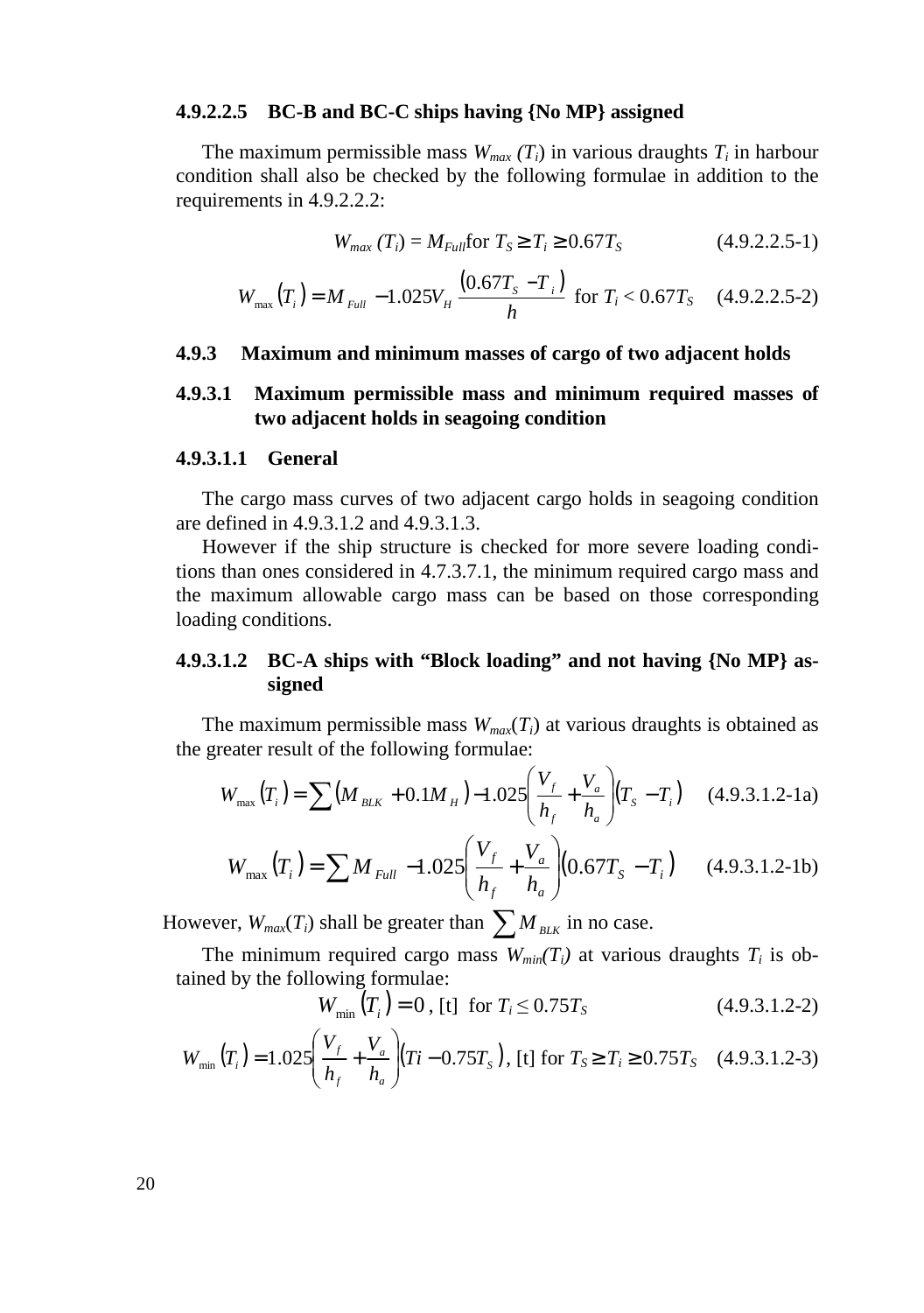#### 4.9.2.2.5 BC-B and BC-C ships having {No MP} assigned

The maximum permissible mass $W_{max}(T_i)$ in various draughts $T_i$ in harbour condition shall also be checked by the following formulae in addition to the requirements in 4.9.2.2.2:

$$W_{max}(T_i) = M_{Full} \text{ for } T_S \geq T_i \geq 0.67T_S \quad (4.9.2.2.5\text{-}1)$$

$$W_{\max}(T_i) = M_{Full} - 1.025V_H \frac{(0.67T_S - T_i)}{h} \text{ for } T_i < 0.67T_S \quad (4.9.2.2.5\text{-}2)$$

### 4.9.3 Maximum and minimum masses of cargo of two adjacent holds

#### 4.9.3.1 Maximum permissible mass and minimum required masses of two adjacent holds in seagoing condition

##### 4.9.3.1.1 General

The cargo mass curves of two adjacent cargo holds in seagoing condition are defined in 4.9.3.1.2 and 4.9.3.1.3.

However if the ship structure is checked for more severe loading conditions than ones considered in 4.7.3.7.1, the minimum required cargo mass and the maximum allowable cargo mass can be based on those corresponding loading conditions.

##### 4.9.3.1.2 BC-A ships with "Block loading" and not having {No MP} assigned

The maximum permissible mass $W_{max}(T_i)$ at various draughts is obtained as the greater result of the following formulae:

$$W_{\max}(T_i) = \sum (M_{BLK} + 0.1M_H) - 1.025\left(\frac{V_f}{h_f} + \frac{V_a}{h_a}\right)(T_S - T_i) \quad (4.9.3.1.2\text{-}1a)$$

$$W_{\max}(T_i) = \sum M_{Full} - 1.025\left(\frac{V_f}{h_f} + \frac{V_a}{h_a}\right)(0.67T_S - T_i) \quad (4.9.3.1.2\text{-}1b)$$

However, $W_{max}(T_i)$ shall be greater than $\sum M_{BLK}$ in no case.

The minimum required cargo mass $W_{min}(T_i)$ at various draughts $T_i$ is obtained by the following formulae:

$$W_{\min}(T_i) = 0 \text{, [t] for } T_i \leq 0.75T_S \quad (4.9.3.1.2\text{-}2)$$

$$W_{\min}(T_i) = 1.025\left(\frac{V_f}{h_f} + \frac{V_a}{h_a}\right)(Ti - 0.75T_S) \text{, [t] for } T_S \geq T_i \geq 0.75T_S \quad (4.9.3.1.2\text{-}3)$$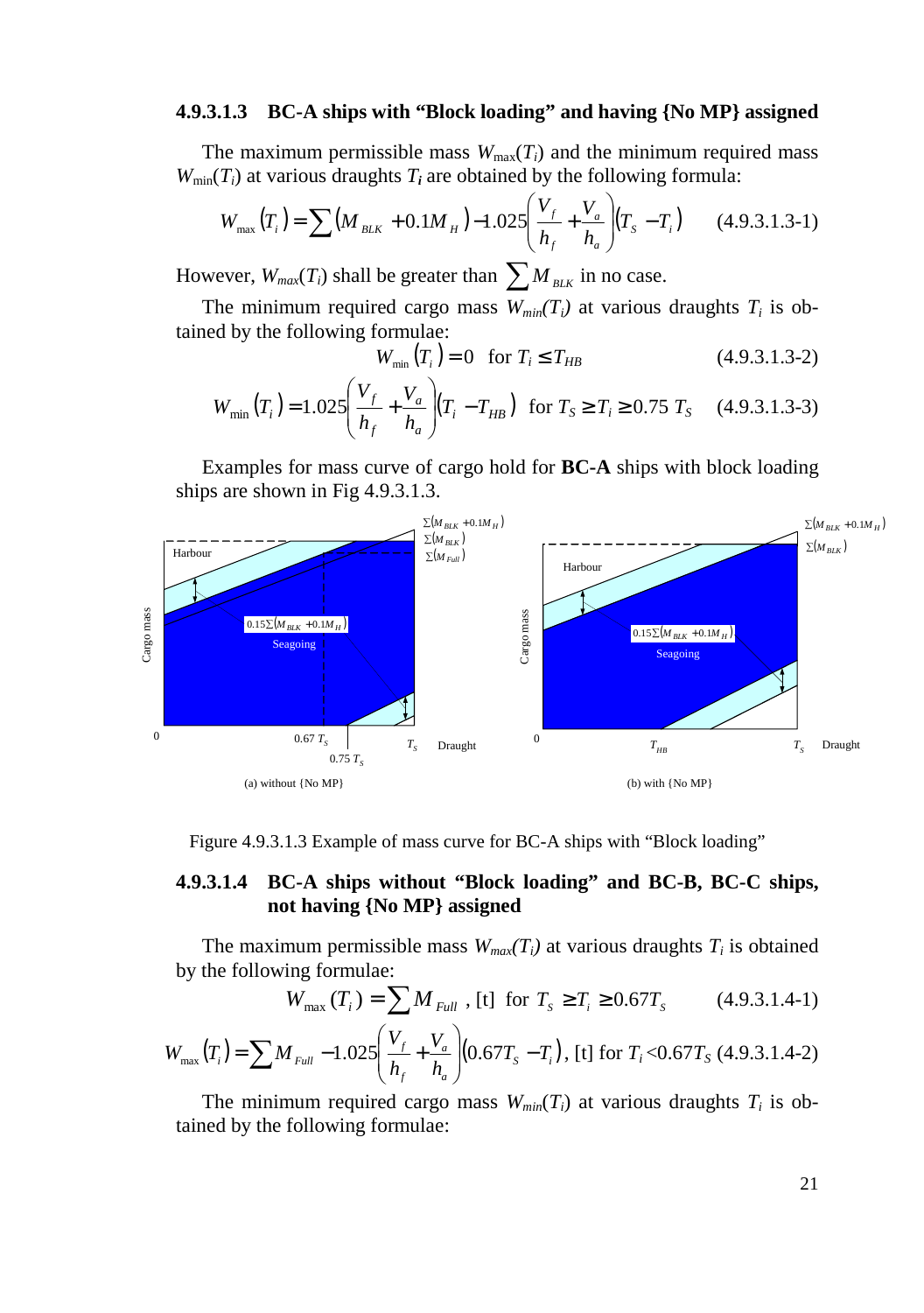#### 4.9.3.1.3 BC-A ships with "Block loading" and having {No MP} assigned

The maximum permissible mass $W_{\max}(T_i)$ and the minimum required mass $W_{\min}(T_i)$ at various draughts $T_i$ are obtained by the following formula:

$$W_{\max}(T_i) = \sum (M_{BLK} + 0.1M_H) - 1.025\left(\frac{V_f}{h_f} + \frac{V_a}{h_a}\right)(T_S - T_i) \qquad (4.9.3.1.3\text{-}1)$$

However, $W_{max}(T_i)$ shall be greater than $\sum M_{BLK}$ in no case.

The minimum required cargo mass $W_{min}(T_i)$ at various draughts $T_i$ is obtained by the following formulae:

$$W_{\min}(T_i) = 0 \quad \text{for } T_i \le T_{HB} \qquad (4.9.3.1.3\text{-}2)$$

$$W_{\min}(T_i) = 1.025\left(\frac{V_f}{h_f} + \frac{V_a}{h_a}\right)(T_i - T_{HB}) \quad \text{for } T_S \ge T_i \ge 0.75\ T_S \qquad (4.9.3.1.3\text{-}3)$$

Examples for mass curve of cargo hold for **BC-A** ships with block loading ships are shown in Fig 4.9.3.1.3.

Figure 4.9.3.1.3 Example of mass curve for BC-A ships with "Block loading"

#### 4.9.3.1.4 BC-A ships without "Block loading" and BC-B, BC-C ships, not having {No MP} assigned

The maximum permissible mass $W_{max}(T_i)$ at various draughts $T_i$ is obtained by the following formulae:

$$W_{\max}(T_i) = \sum M_{Full}\ \text{, [t] for } T_S \ge T_i \ge 0.67T_S \qquad (4.9.3.1.4\text{-}1)$$

$$W_{\max}(T_i) = \sum M_{Full} - 1.025\left(\frac{V_f}{h_f} + \frac{V_a}{h_a}\right)(0.67T_S - T_i)\text{, [t] for } T_i < 0.67T_S \qquad (4.9.3.1.4\text{-}2)$$

The minimum required cargo mass $W_{min}(T_i)$ at various draughts $T_i$ is obtained by the following formulae: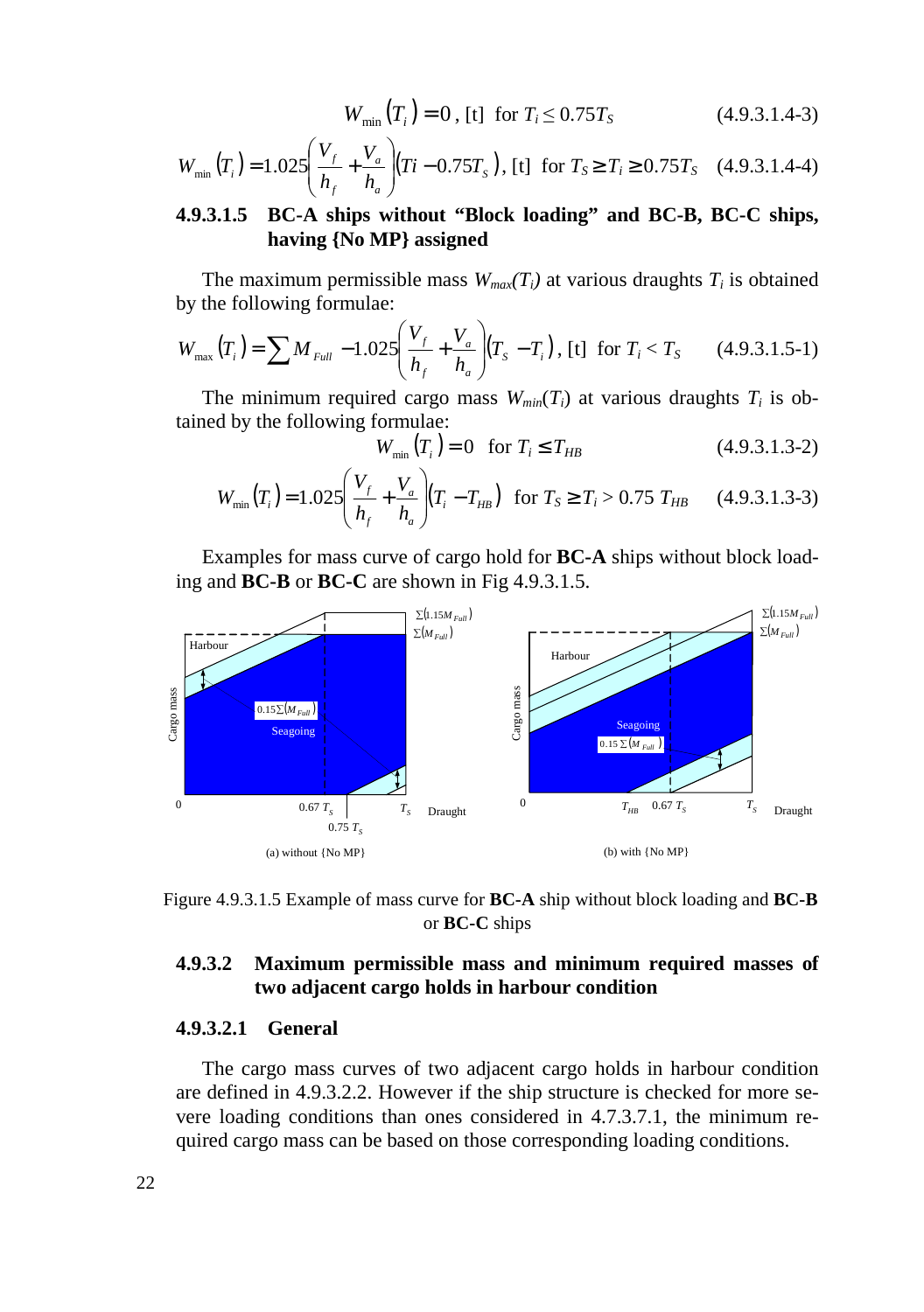$$W_{\min}(T_i) = 0 \text{, [t] for } T_i \le 0.75T_S \qquad (4.9.3.1.4\text{-}3)$$

$$W_{\min}(T_i) = 1.025\left(\frac{V_f}{h_f} + \frac{V_a}{h_a}\right)(Ti - 0.75T_S) \text{, [t] for } T_S \ge T_i \ge 0.75T_S \qquad (4.9.3.1.4\text{-}4)$$

#### 4.9.3.1.5 BC-A ships without "Block loading" and BC-B, BC-C ships, having {No MP} assigned

The maximum permissible mass $W_{max}(T_i)$ at various draughts $T_i$ is obtained by the following formulae:

$$W_{\max}(T_i) = \sum M_{Full} - 1.025\left(\frac{V_f}{h_f} + \frac{V_a}{h_a}\right)(T_S - T_i) \text{, [t] for } T_i < T_S \qquad (4.9.3.1.5\text{-}1)$$

The minimum required cargo mass $W_{min}(T_i)$ at various draughts $T_i$ is obtained by the following formulae:

$$W_{\min}(T_i) = 0 \text{ for } T_i \le T_{HB} \qquad (4.9.3.1.3\text{-}2)$$

$$W_{\min}(T_i) = 1.025\left(\frac{V_f}{h_f} + \frac{V_a}{h_a}\right)(T_i - T_{HB}) \text{ for } T_S \ge T_i > 0.75\, T_{HB} \qquad (4.9.3.1.3\text{-}3)$$

Examples for mass curve of cargo hold for **BC-A** ships without block loading and **BC-B** or **BC-C** are shown in Fig 4.9.3.1.5.

Figure 4.9.3.1.5 Example of mass curve for **BC-A** ship without block loading and **BC-B** or **BC-C** ships

### 4.9.3.2 Maximum permissible mass and minimum required masses of two adjacent cargo holds in harbour condition

#### 4.9.3.2.1 General

The cargo mass curves of two adjacent cargo holds in harbour condition are defined in 4.9.3.2.2. However if the ship structure is checked for more severe loading conditions than ones considered in 4.7.3.7.1, the minimum required cargo mass can be based on those corresponding loading conditions.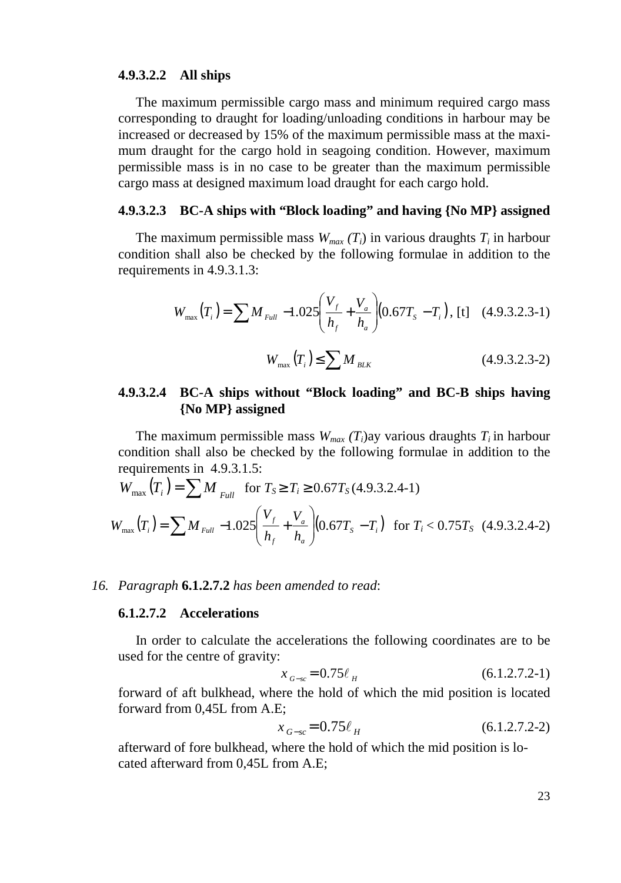#### 4.9.3.2.2 All ships

The maximum permissible cargo mass and minimum required cargo mass corresponding to draught for loading/unloading conditions in harbour may be increased or decreased by 15% of the maximum permissible mass at the maximum draught for the cargo hold in seagoing condition. However, maximum permissible mass is in no case to be greater than the maximum permissible cargo mass at designed maximum load draught for each cargo hold.

#### 4.9.3.2.3 BC-A ships with "Block loading" and having {No MP} assigned

The maximum permissible mass $W_{max}(T_i)$ in various draughts $T_i$ in harbour condition shall also be checked by the following formulae in addition to the requirements in 4.9.3.1.3:

$$W_{\max}(T_i) = \sum M_{Full} - 1.025\left(\frac{V_f}{h_f} + \frac{V_a}{h_a}\right)(0.67T_S - T_i), \text{ [t]} \quad (4.9.3.2.3\text{-}1)$$

$$W_{\max}(T_i) \leq \sum M_{BLK} \quad (4.9.3.2.3\text{-}2)$$

#### 4.9.3.2.4 BC-A ships without "Block loading" and BC-B ships having {No MP} assigned

The maximum permissible mass $W_{max}(T_i)$ay various draughts $T_i$ in harbour condition shall also be checked by the following formulae in addition to the requirements in 4.9.3.1.5:

$$W_{\max}(T_i) = \sum M_{Full} \quad \text{for } T_S \geq T_i \geq 0.67T_S \quad (4.9.3.2.4\text{-}1)$$

$$W_{\max}(T_i) = \sum M_{Full} - 1.025\left(\frac{V_f}{h_f} + \frac{V_a}{h_a}\right)(0.67T_S - T_i) \quad \text{for } T_i < 0.75T_S \quad (4.9.3.2.4\text{-}2)$$

16. *Paragraph* **6.1.2.7.2** *has been amended to read*:

#### 6.1.2.7.2 Accelerations

In order to calculate the accelerations the following coordinates are to be used for the centre of gravity:

$$x_{G-sc} = 0.75\ell_H \quad (6.1.2.7.2\text{-}1)$$

forward of aft bulkhead, where the hold of which the mid position is located forward from 0,45L from A.E;

$$x_{G-sc} = 0.75\ell_H \quad (6.1.2.7.2\text{-}2)$$

afterward of fore bulkhead, where the hold of which the mid position is located afterward from 0,45L from A.E;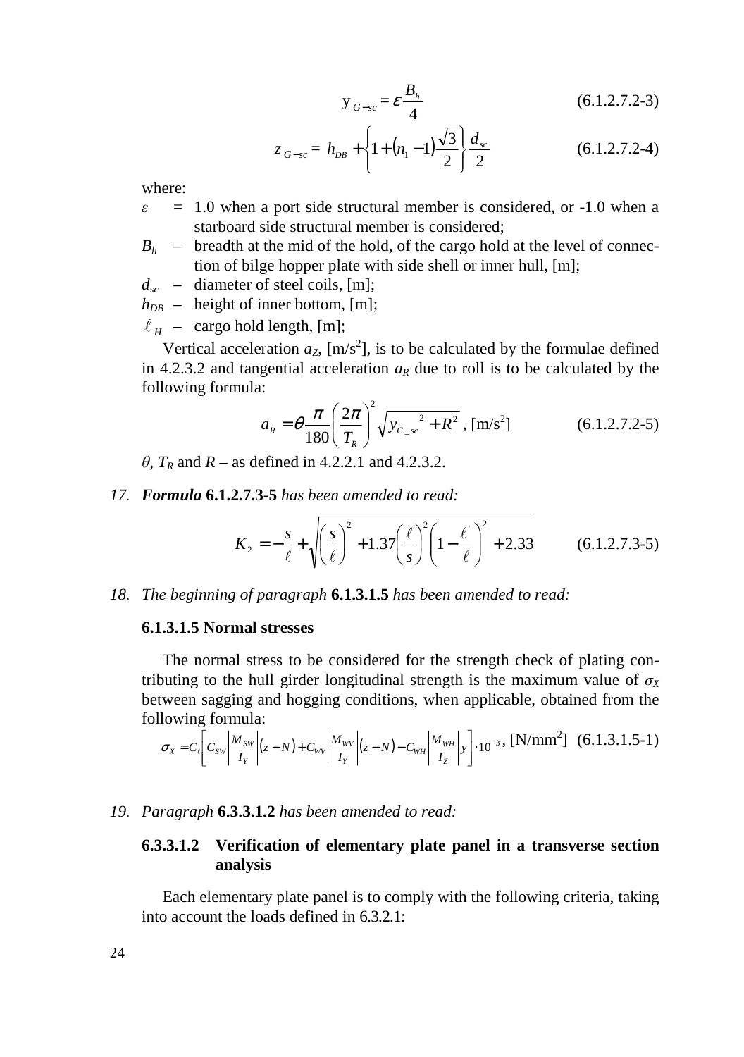$$y_{G-sc} = \varepsilon \frac{B_h}{4} \qquad (6.1.2.7.2\text{-}3)$$

$$z_{G-sc} = h_{DB} + \left\{1 + (n_1 - 1)\frac{\sqrt{3}}{2}\right\}\frac{d_{sc}}{2} \qquad (6.1.2.7.2\text{-}4)$$

where:

- $\varepsilon$ = 1.0 when a port side structural member is considered, or -1.0 when a starboard side structural member is considered;
- $B_h$ – breadth at the mid of the hold, of the cargo hold at the level of connection of bilge hopper plate with side shell or inner hull, [m];
- $d_{sc}$ – diameter of steel coils, [m];
- $h_{DB}$ – height of inner bottom, [m];
- $\ell_H$ – cargo hold length, [m];

Vertical acceleration $a_Z$, [m/s$^2$], is to be calculated by the formulae defined in 4.2.3.2 and tangential acceleration $a_R$ due to roll is to be calculated by the following formula:

$$a_R = \theta \frac{\pi}{180}\left(\frac{2\pi}{T_R}\right)^2 \sqrt{y_{G\_sc}^{\ 2} + R^2}\ , \text{[m/s}^2\text{]} \qquad (6.1.2.7.2\text{-}5)$$

$\theta$, $T_R$ and $R$ – as defined in 4.2.2.1 and 4.3.2.

*17. **Formula** **6.1.2.7.3-5** has been amended to read:*

$$K_2 = -\frac{s}{\ell} + \sqrt{\left(\frac{s}{\ell}\right)^2 + 1.37\left(\frac{\ell}{s}\right)^2\left(1 - \frac{\ell'}{\ell}\right)^2 + 2.33} \qquad (6.1.2.7.3\text{-}5)$$

*18. The beginning of paragraph* **6.1.3.1.5** *has been amended to read:*

**6.1.3.1.5 Normal stresses**

The normal stress to be considered for the strength check of plating contributing to the hull girder longitudinal strength is the maximum value of $\sigma_X$ between sagging and hogging conditions, when applicable, obtained from the following formula:

$$\sigma_X = C_\ell\left[C_{SW}\left|\frac{M_{SW}}{I_Y}\right|(z - N) + C_{WV}\left|\frac{M_{WV}}{I_Y}\right|(z - N) - C_{WH}\left|\frac{M_{WH}}{I_Z}\right|y\right]\cdot 10^{-3}, \text{[N/mm}^2\text{]} \quad (6.1.3.1.5\text{-}1)$$

*19. Paragraph* **6.3.3.1.2** *has been amended to read:*

**6.3.3.1.2 Verification of elementary plate panel in a transverse section analysis**

Each elementary plate panel is to comply with the following criteria, taking into account the loads defined in 6.3.2.1: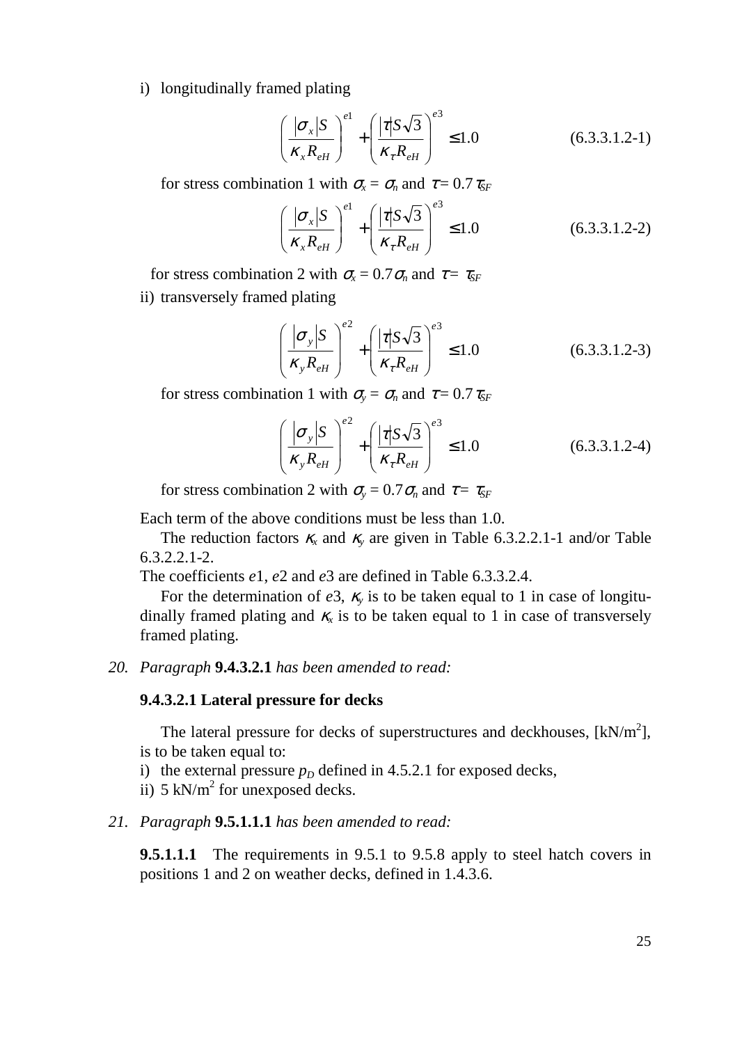i) longitudinally framed plating

$$\left(\frac{|\sigma_x|S}{\kappa_x R_{eH}}\right)^{e1} + \left(\frac{|\tau|S\sqrt{3}}{\kappa_\tau R_{eH}}\right)^{e3} \leq 1.0 \qquad (6.3.3.1.2\text{-}1)$$

for stress combination 1 with $\sigma_x = \sigma_n$ and $\tau = 0.7\,\tau_{SF}$

$$\left(\frac{|\sigma_x|S}{\kappa_x R_{eH}}\right)^{e1} + \left(\frac{|\tau|S\sqrt{3}}{\kappa_\tau R_{eH}}\right)^{e3} \leq 1.0 \qquad (6.3.3.1.2\text{-}2)$$

for stress combination 2 with $\sigma_x = 0.7\sigma_n$ and $\tau = \tau_{SF}$

ii) transversely framed plating

$$\left(\frac{|\sigma_y|S}{\kappa_y R_{eH}}\right)^{e2} + \left(\frac{|\tau|S\sqrt{3}}{\kappa_\tau R_{eH}}\right)^{e3} \leq 1.0 \qquad (6.3.3.1.2\text{-}3)$$

for stress combination 1 with $\sigma_y = \sigma_n$ and $\tau = 0.7\,\tau_{SF}$

$$\left(\frac{|\sigma_y|S}{\kappa_y R_{eH}}\right)^{e2} + \left(\frac{|\tau|S\sqrt{3}}{\kappa_\tau R_{eH}}\right)^{e3} \leq 1.0 \qquad (6.3.3.1.2\text{-}4)$$

for stress combination 2 with $\sigma_y = 0.7\sigma_n$ and $\tau = \tau_{SF}$

Each term of the above conditions must be less than 1.0.

The reduction factors $\kappa_x$ and $\kappa_y$ are given in Table 6.3.2.2.1-1 and/or Table 6.3.2.2.1-2.

The coefficients $e1$, $e2$ and $e3$ are defined in Table 6.3.3.2.4.

For the determination of $e3$, $\kappa_y$ is to be taken equal to 1 in case of longitudinally framed plating and $\kappa_x$ is to be taken equal to 1 in case of transversely framed plating.

*20. Paragraph* **9.4.3.2.1** *has been amended to read:*

**9.4.3.2.1 Lateral pressure for decks**

The lateral pressure for decks of superstructures and deckhouses, [kN/m$^2$], is to be taken equal to:

i) the external pressure $p_D$ defined in 4.5.2.1 for exposed decks,
ii) 5 kN/m$^2$ for unexposed decks.

*21. Paragraph* **9.5.1.1.1** *has been amended to read:*

**9.5.1.1.1** The requirements in 9.5.1 to 9.5.8 apply to steel hatch covers in positions 1 and 2 on weather decks, defined in 1.4.3.6.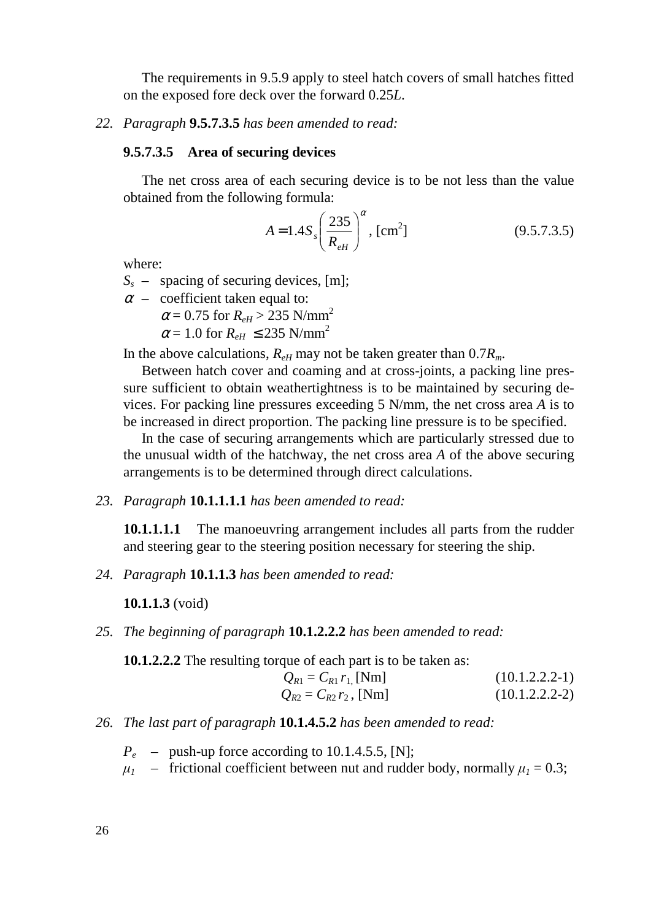The requirements in 9.5.9 apply to steel hatch covers of small hatches fitted on the exposed fore deck over the forward 0.25*L*.

22. *Paragraph* **9.5.7.3.5** *has been amended to read:*

**9.5.7.3.5 Area of securing devices**

The net cross area of each securing device is to be not less than the value obtained from the following formula:

$$A = 1.4 S_s \left( \frac{235}{R_{eH}} \right)^{\alpha}, \text{ [cm}^2\text{]} \qquad (9.5.7.3.5)$$

where:

$S_s$ – spacing of securing devices, [m];

$\alpha$ – coefficient taken equal to:
 $\alpha = 0.75$ for $R_{eH} > 235$ N/mm$^2$
 $\alpha = 1.0$ for $R_{eH} \le 235$ N/mm$^2$

In the above calculations, $R_{eH}$ may not be taken greater than $0.7R_m$.

Between hatch cover and coaming and at cross-joints, a packing line pressure sufficient to obtain weathertightness is to be maintained by securing devices. For packing line pressures exceeding 5 N/mm, the net cross area $A$ is to be increased in direct proportion. The packing line pressure is to be specified.

In the case of securing arrangements which are particularly stressed due to the unusual width of the hatchway, the net cross area $A$ of the above securing arrangements is to be determined through direct calculations.

23. *Paragraph* **10.1.1.1.1** *has been amended to read:*

**10.1.1.1.1** The manoeuvring arrangement includes all parts from the rudder and steering gear to the steering position necessary for steering the ship.

24. *Paragraph* **10.1.1.3** *has been amended to read:*

**10.1.1.3** (void)

25. *The beginning of paragraph* **10.1.2.2.2** *has been amended to read:*

**10.1.2.2.2** The resulting torque of each part is to be taken as:

$$Q_{R1} = C_{R1} r_1, \text{ [Nm]} \qquad (10.1.2.2.2\text{-}1)$$

$$Q_{R2} = C_{R2} r_2, \text{ [Nm]} \qquad (10.1.2.2.2\text{-}2)$$

26. *The last part of paragraph* **10.1.4.5.2** *has been amended to read:*

$P_e$ – push-up force according to 10.1.4.5.5, [N];

$\mu_1$ – frictional coefficient between nut and rudder body, normally $\mu_1 = 0.3$;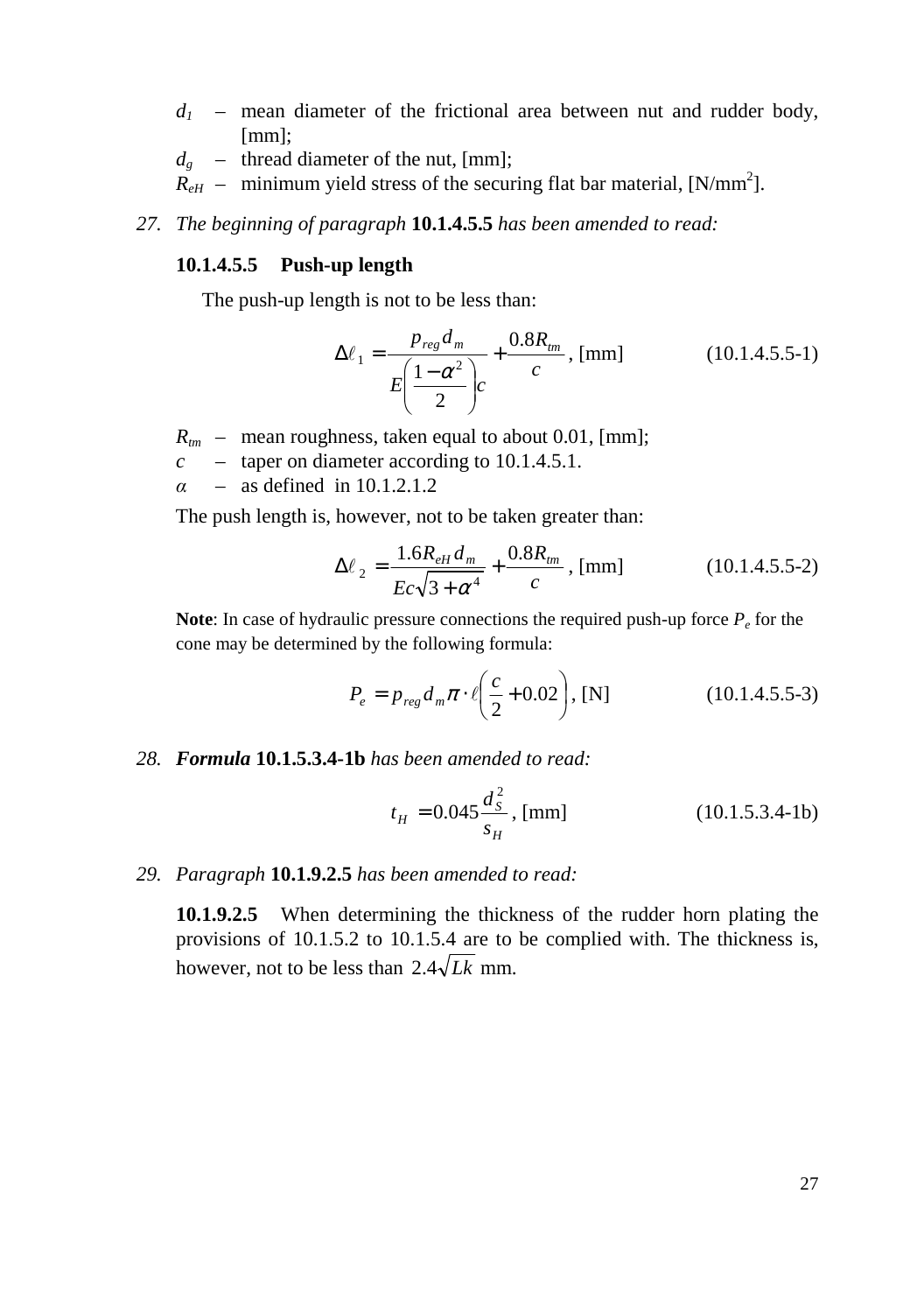$d_1$ – mean diameter of the frictional area between nut and rudder body, [mm];

$d_g$ – thread diameter of the nut, [mm];

$R_{eH}$ – minimum yield stress of the securing flat bar material, [N/mm$^2$].

27. *The beginning of paragraph* **10.1.4.5.5** *has been amended to read:*

**10.1.4.5.5 Push-up length**

The push-up length is not to be less than:

$$\Delta\ell_1 = \frac{p_{reg} d_m}{E\left(\frac{1-\alpha^2}{2}\right)c} + \frac{0.8R_{tm}}{c}, \text{[mm]} \qquad (10.1.4.5.5\text{-}1)$$

$R_{tm}$ – mean roughness, taken equal to about 0.01, [mm];

$c$ – taper on diameter according to 10.1.4.5.1.

$\alpha$ – as defined in 10.1.2.1.2

The push length is, however, not to be taken greater than:

$$\Delta\ell_2 = \frac{1.6R_{eH} d_m}{Ec\sqrt{3+\alpha^4}} + \frac{0.8R_{tm}}{c}, \text{[mm]} \qquad (10.1.4.5.5\text{-}2)$$

**Note**: In case of hydraulic pressure connections the required push-up force $P_e$ for the cone may be determined by the following formula:

$$P_e = p_{reg} d_m \pi \cdot \ell\left(\frac{c}{2} + 0.02\right), \text{[N]} \qquad (10.1.4.5.5\text{-}3)$$

28. ***Formula*** **10.1.5.3.4-1b** *has been amended to read:*

$$t_H = 0.045\frac{d_S^2}{s_H}, \text{[mm]} \qquad (10.1.5.3.4\text{-}1b)$$

29. *Paragraph* **10.1.9.2.5** *has been amended to read:*

**10.1.9.2.5** When determining the thickness of the rudder horn plating the provisions of 10.1.5.2 to 10.1.5.4 are to be complied with. The thickness is, however, not to be less than $2.4\sqrt{Lk}$ mm.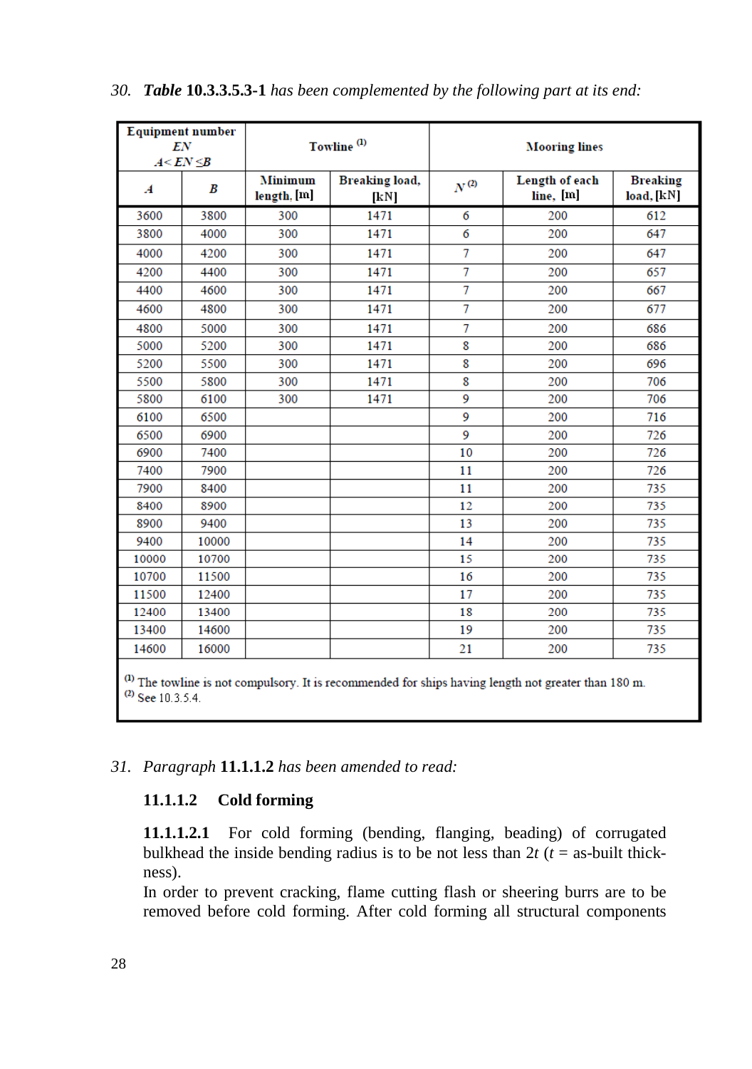30. ***Table* 10.3.3.5.3-1** *has been complemented by the following part at its end:*

| Equipment number *EN* *A*< *EN* ≤*B* | | Towline [(1)] | | Mooring lines | | |
|---|---|---|---|---|---|---|
| *A* | *B* | Minimum length, [m] | Breaking load, [kN] | *N* [(2)] | Length of each line, [m] | Breaking load, [kN] |
| 3600 | 3800 | 300 | 1471 | 6 | 200 | 612 |
| 3800 | 4000 | 300 | 1471 | 6 | 200 | 647 |
| 4000 | 4200 | 300 | 1471 | 7 | 200 | 647 |
| 4200 | 4400 | 300 | 1471 | 7 | 200 | 657 |
| 4400 | 4600 | 300 | 1471 | 7 | 200 | 667 |
| 4600 | 4800 | 300 | 1471 | 7 | 200 | 677 |
| 4800 | 5000 | 300 | 1471 | 7 | 200 | 686 |
| 5000 | 5200 | 300 | 1471 | 8 | 200 | 686 |
| 5200 | 5500 | 300 | 1471 | 8 | 200 | 696 |
| 5500 | 5800 | 300 | 1471 | 8 | 200 | 706 |
| 5800 | 6100 | 300 | 1471 | 9 | 200 | 706 |
| 6100 | 6500 | | | 9 | 200 | 716 |
| 6500 | 6900 | | | 9 | 200 | 726 |
| 6900 | 7400 | | | 10 | 200 | 726 |
| 7400 | 7900 | | | 11 | 200 | 726 |
| 7900 | 8400 | | | 11 | 200 | 735 |
| 8400 | 8900 | | | 12 | 200 | 735 |
| 8900 | 9400 | | | 13 | 200 | 735 |
| 9400 | 10000 | | | 14 | 200 | 735 |
| 10000 | 10700 | | | 15 | 200 | 735 |
| 10700 | 11500 | | | 16 | 200 | 735 |
| 11500 | 12400 | | | 17 | 200 | 735 |
| 12400 | 13400 | | | 18 | 200 | 735 |
| 13400 | 14600 | | | 19 | 200 | 735 |
| 14600 | 16000 | | | 21 | 200 | 735 |

[(1)] The towline is not compulsory. It is recommended for ships having length not greater than 180 m.
[(2)] See 10.3.5.4.

31. *Paragraph* **11.1.1.2** *has been amended to read:*

**11.1.1.2 Cold forming**

**11.1.1.2.1** For cold forming (bending, flanging, beading) of corrugated bulkhead the inside bending radius is to be not less than $2t$ ($t$ = as-built thickness).

In order to prevent cracking, flame cutting flash or sheering burrs are to be removed before cold forming. After cold forming all structural components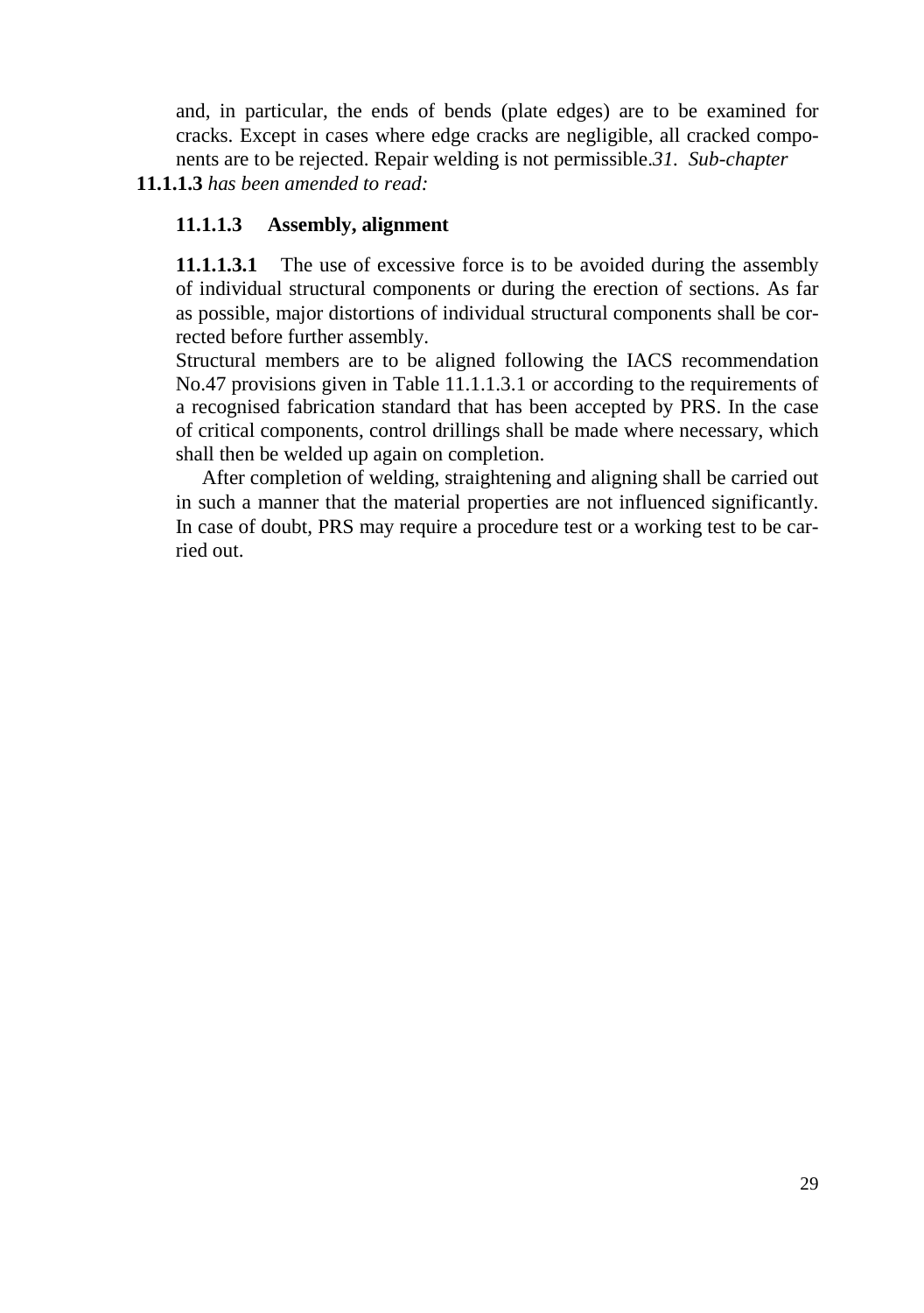and, in particular, the ends of bends (plate edges) are to be examined for cracks. Except in cases where edge cracks are negligible, all cracked components are to be rejected. Repair welding is not permissible.*31. Sub-chapter* **11.1.1.3** *has been amended to read:*

### 11.1.1.3 Assembly, alignment

**11.1.1.3.1** The use of excessive force is to be avoided during the assembly of individual structural components or during the erection of sections. As far as possible, major distortions of individual structural components shall be corrected before further assembly.

Structural members are to be aligned following the IACS recommendation No.47 provisions given in Table 11.1.1.3.1 or according to the requirements of a recognised fabrication standard that has been accepted by PRS. In the case of critical components, control drillings shall be made where necessary, which shall then be welded up again on completion.

After completion of welding, straightening and aligning shall be carried out in such a manner that the material properties are not influenced significantly. In case of doubt, PRS may require a procedure test or a working test to be carried out.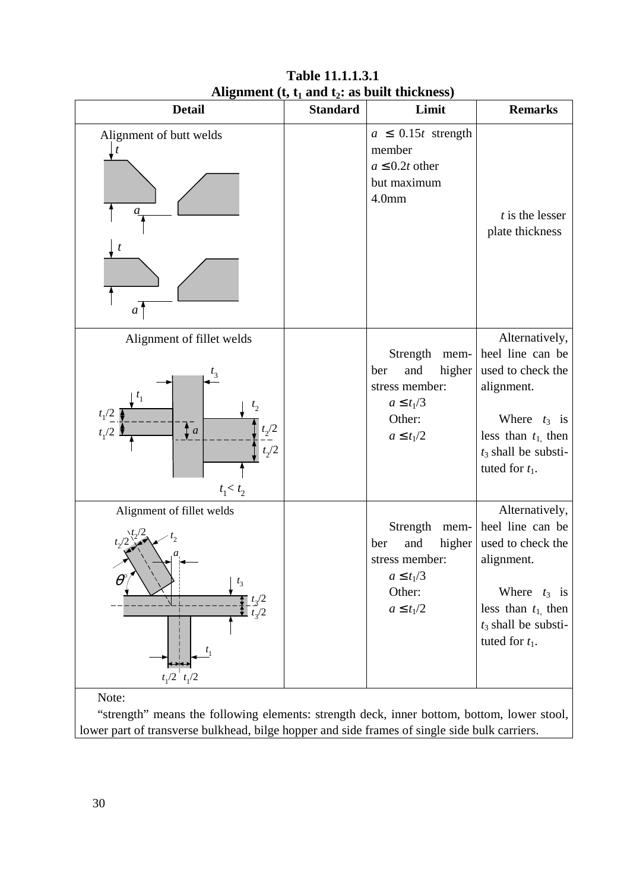**Table 11.1.1.3.1**
**Alignment (t, $t_1$ and $t_2$: as built thickness)**

| Detail | Standard | Limit | Remarks |
|---|---|---|---|
| Alignment of butt welds | | $a \leq 0.15t$ strength member<br>$a \leq 0.2t$ other<br>but maximum 4.0mm | $t$ is the lesser plate thickness |
| Alignment of fillet welds<br>$t_1 < t_2$ | | Strength member and higher stress member:<br>$a \leq t_1/3$<br>Other:<br>$a \leq t_1/2$ | Alternatively, heel line can be used to check the alignment.<br><br>Where $t_3$ is less than $t_1$, then $t_3$ shall be substituted for $t_1$. |
| Alignment of fillet welds | | Strength member and higher stress member:<br>$a \leq t_1/3$<br>Other:<br>$a \leq t_1/2$ | Alternatively, heel line can be used to check the alignment.<br><br>Where $t_3$ is less than $t_1$, then $t_3$ shall be substituted for $t_1$. |

Note:

"strength" means the following elements: strength deck, inner bottom, bottom, lower stool, lower part of transverse bulkhead, bilge hopper and side frames of single side bulk carriers.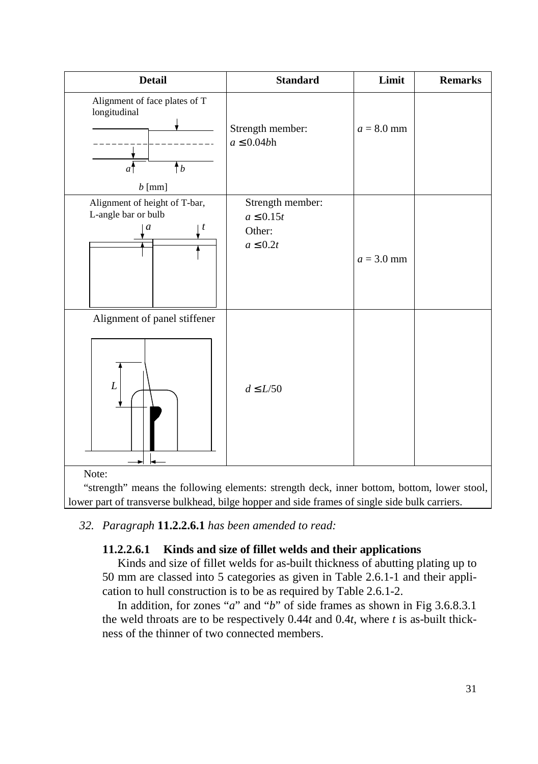| Detail | Standard | Limit | Remarks |
|---|---|---|---|
| Alignment of face plates of T longitudinal<br><br>$a$, $b$<br><br>$b$ [mm] | Strength member:<br>$a \le 0.04bh$ | $a = 8.0$ mm | |
| Alignment of height of T-bar, L-angle bar or bulb<br><br>$a$, $t$ | Strength member:<br>$a \le 0.15t$<br>Other:<br>$a \le 0.2t$ | $a = 3.0$ mm | |
| Alignment of panel stiffener<br><br>$L$ | $d \le L/50$ | | |

Note:

"strength" means the following elements: strength deck, inner bottom, bottom, lower stool, lower part of transverse bulkhead, bilge hopper and side frames of single side bulk carriers.

*32. Paragraph* **11.2.2.6.1** *has been amended to read:*

**11.2.2.6.1 Kinds and size of fillet welds and their applications**

Kinds and size of fillet welds for as-built thickness of abutting plating up to 50 mm are classed into 5 categories as given in Table 2.6.1-1 and their application to hull construction is to be as required by Table 2.6.1-2.

In addition, for zones "*a*" and "*b*" of side frames as shown in Fig 3.6.8.3.1 the weld throats are to be respectively $0.44t$ and $0.4t$, where $t$ is as-built thickness of the thinner of two connected members.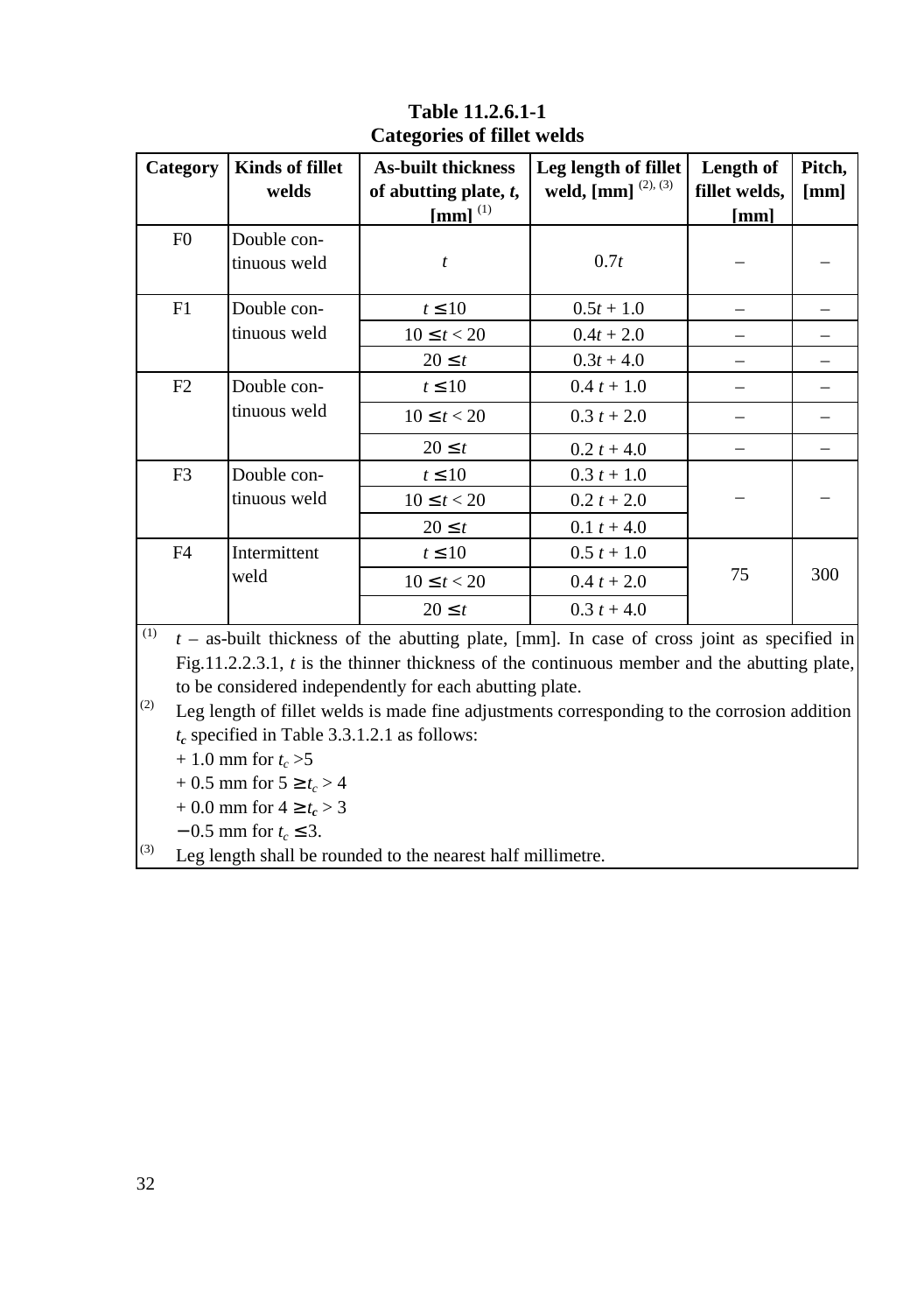**Table 11.2.6.1-1**
**Categories of fillet welds**

| Category | Kinds of fillet welds | As-built thickness of abutting plate, *t*, [mm] (1) | Leg length of fillet weld, [mm] (2), (3) | Length of fillet welds, [mm] | Pitch, [mm] |
|---|---|---|---|---|---|
| F0 | Double continuous weld | $t$ | $0.7t$ | – | – |
| F1 | Double continuous weld | $t \leq 10$ | $0.5t + 1.0$ | – | – |
| | | $10 \leq t < 20$ | $0.4t + 2.0$ | – | – |
| | | $20 \leq t$ | $0.3t + 4.0$ | – | – |
| F2 | Double continuous weld | $t \leq 10$ | $0.4\,t + 1.0$ | – | – |
| | | $10 \leq t < 20$ | $0.3\,t + 2.0$ | – | – |
| | | $20 \leq t$ | $0.2\,t + 4.0$ | – | – |
| F3 | Double continuous weld | $t \leq 10$ | $0.3\,t + 1.0$ | – | – |
| | | $10 \leq t < 20$ | $0.2\,t + 2.0$ | | |
| | | $20 \leq t$ | $0.1\,t + 4.0$ | | |
| F4 | Intermittent weld | $t \leq 10$ | $0.5\,t + 1.0$ | 75 | 300 |
| | | $10 \leq t < 20$ | $0.4\,t + 2.0$ | | |
| | | $20 \leq t$ | $0.3\,t + 4.0$ | | |

(1) $t$ – as-built thickness of the abutting plate, [mm]. In case of cross joint as specified in Fig.11.2.2.3.1, $t$ is the thinner thickness of the continuous member and the abutting plate, to be considered independently for each abutting plate.

(2) Leg length of fillet welds is made fine adjustments corresponding to the corrosion addition $t_c$ specified in Table 3.3.1.2.1 as follows:
+ 1.0 mm for $t_c > 5$
+ 0.5 mm for $5 \geq t_c > 4$
+ 0.0 mm for $4 \geq t_c > 3$
− 0.5 mm for $t_c \leq 3$.

(3) Leg length shall be rounded to the nearest half millimetre.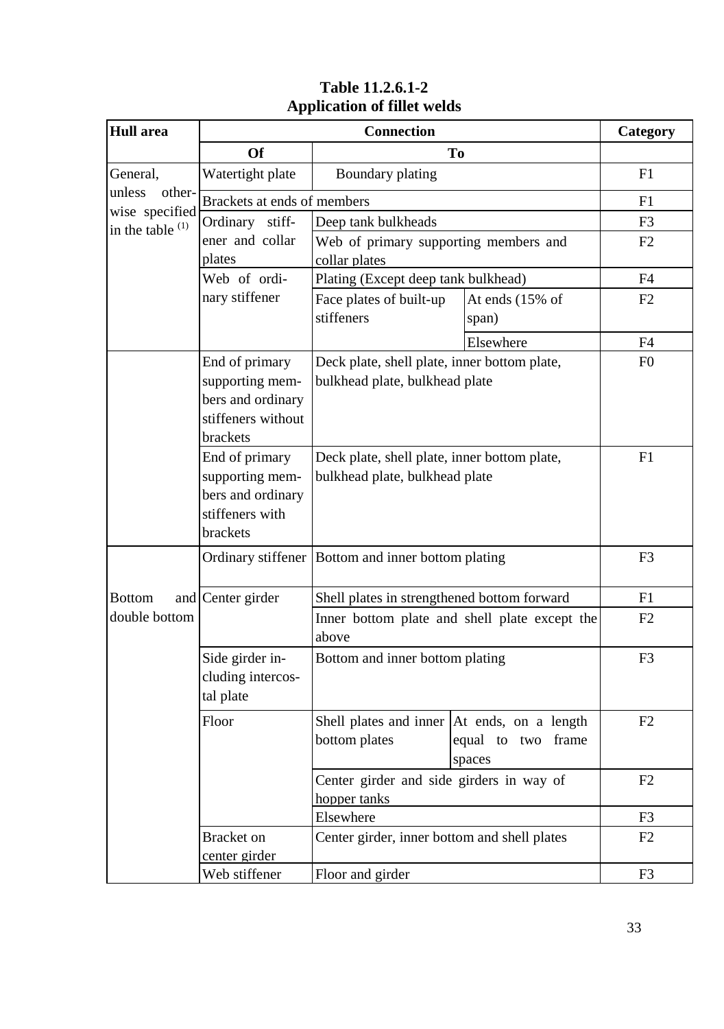**Table 11.2.6.1-2**
**Application of fillet welds**

| Hull area | Connection | | | Category |
|---|---|---|---|---|
| | Of | To | | |
| General, unless otherwise specified in the table (1) | Watertight plate | Boundary plating | | F1 |
| | Brackets at ends of members | | | F1 |
| | Ordinary stiffener and collar plates | Deep tank bulkheads | | F3 |
| | | Web of primary supporting members and collar plates | | F2 |
| | Web of ordinary stiffener | Plating (Except deep tank bulkhead) | | F4 |
| | | Face plates of built-up stiffeners | At ends (15% of span) | F2 |
| | | | Elsewhere | F4 |
| | End of primary supporting members and ordinary stiffeners without brackets | Deck plate, shell plate, inner bottom plate, bulkhead plate, bulkhead plate | | F0 |
| | End of primary supporting members and ordinary stiffeners with brackets | Deck plate, shell plate, inner bottom plate, bulkhead plate, bulkhead plate | | F1 |
| Bottom and double bottom | Ordinary stiffener | Bottom and inner bottom plating | | F3 |
| | Center girder | Shell plates in strengthened bottom forward | | F1 |
| | | Inner bottom plate and shell plate except the above | | F2 |
| | Side girder including intercostal plate | Bottom and inner bottom plating | | F3 |
| | Floor | Shell plates and inner bottom plates | At ends, on a length equal to two frame spaces | F2 |
| | | Center girder and side girders in way of hopper tanks | | F2 |
| | | Elsewhere | | F3 |
| | Bracket on center girder | Center girder, inner bottom and shell plates | | F2 |
| | Web stiffener | Floor and girder | | F3 |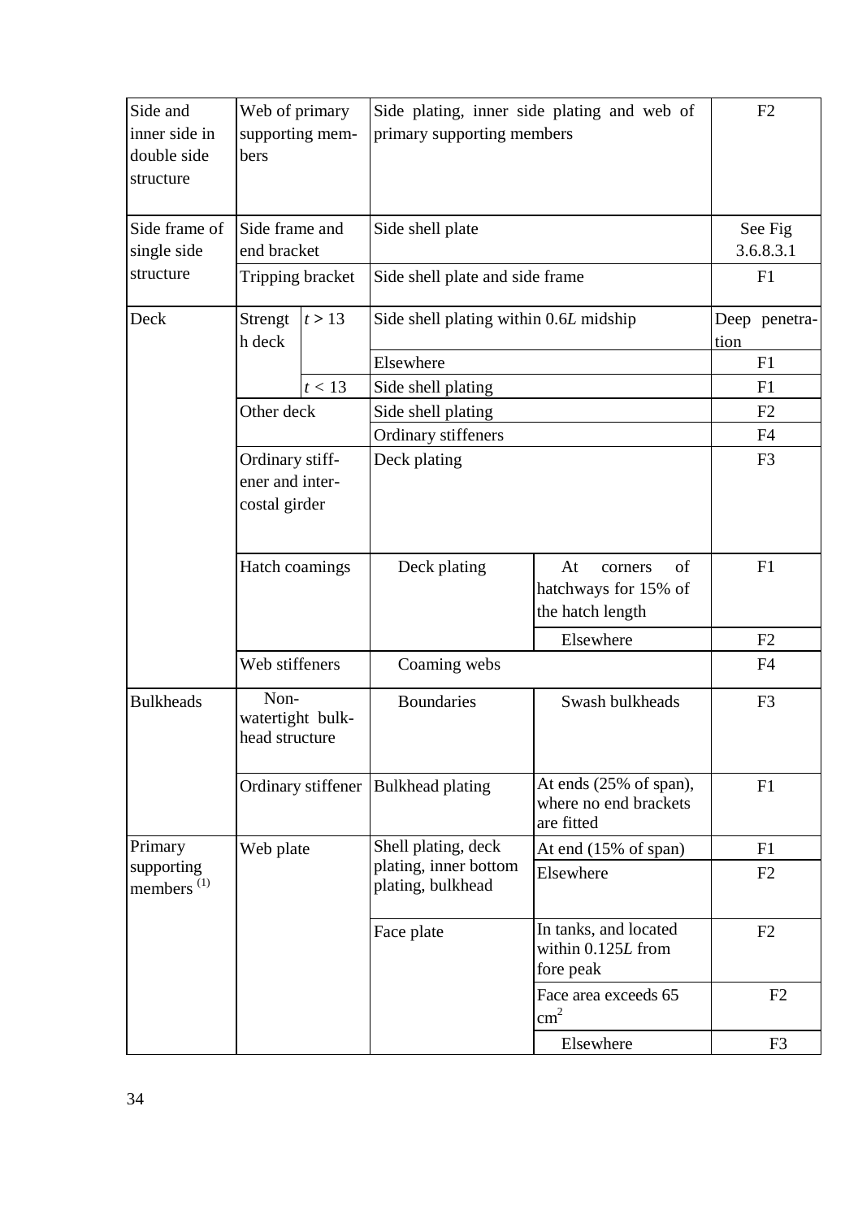| | | | | |
|---|---|---|---|---|
| Side and inner side in double side structure | Web of primary supporting members | Side plating, inner side plating and web of primary supporting members | | F2 |
| Side frame of single side structure | Side frame and end bracket | Side shell plate | | See Fig 3.6.8.3.1 |
| | Tripping bracket | Side shell plate and side frame | | F1 |
| Deck | Strength deck, $t > 13$ | Side shell plating within 0.6*L* midship | | Deep penetration |
| | | Elsewhere | | F1 |
| | Strength deck, $t < 13$ | Side shell plating | | F1 |
| | Other deck | Side shell plating | | F2 |
| | | Ordinary stiffeners | | F4 |
| | Ordinary stiffener and intercostal girder | Deck plating | | F3 |
| | Hatch coamings | Deck plating | At corners of hatchways for 15% of the hatch length | F1 |
| | | | Elsewhere | F2 |
| | Web stiffeners | Coaming webs | | F4 |
| Bulkheads | Non-watertight bulkhead structure | Boundaries | Swash bulkheads | F3 |
| | Ordinary stiffener | Bulkhead plating | At ends (25% of span), where no end brackets are fitted | F1 |
| Primary supporting members (1) | Web plate | Shell plating, deck plating, inner bottom plating, bulkhead | At end (15% of span) | F1 |
| | | | Elsewhere | F2 |
| | | Face plate | In tanks, and located within 0.125*L* from fore peak | F2 |
| | | | Face area exceeds 65 $cm^2$ | F2 |
| | | | Elsewhere | F3 |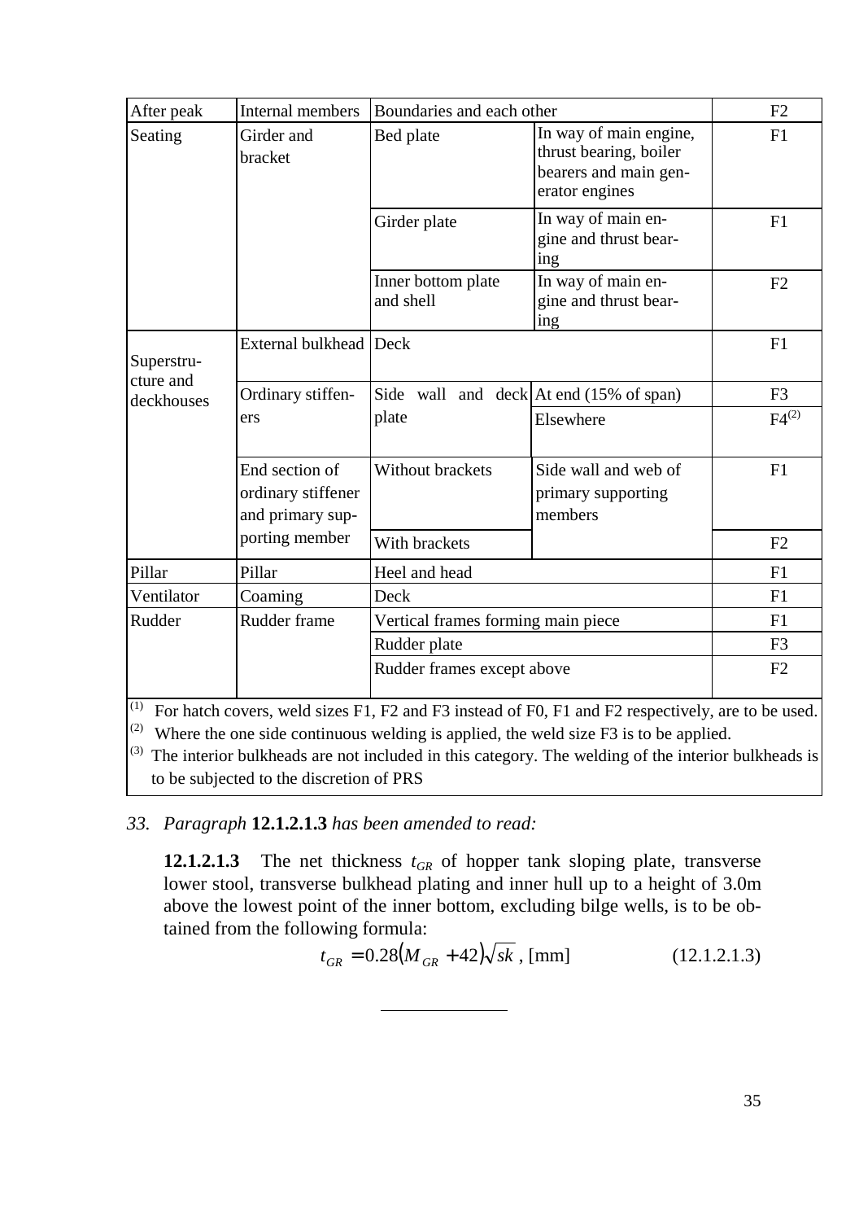| | | | | |
|---|---|---|---|---|
| After peak | Internal members | Boundaries and each other | | F2 |
| Seating | Girder and bracket | Bed plate | In way of main engine, thrust bearing, boiler bearers and main generator engines | F1 |
| | | Girder plate | In way of main engine and thrust bearing | F1 |
| | | Inner bottom plate and shell | In way of main engine and thrust bearing | F2 |
| Superstructure and deckhouses | External bulkhead | Deck | | F1 |
| | Ordinary stiffeners | Side wall and deck plate | At end (15% of span) | F3 |
| | | | Elsewhere | F4[(2)] |
| | End section of ordinary stiffener and primary supporting member | Without brackets | Side wall and web of primary supporting members | F1 |
| | | With brackets | | F2 |
| Pillar | Pillar | Heel and head | | F1 |
| Ventilator | Coaming | Deck | | F1 |
| Rudder | Rudder frame | Vertical frames forming main piece | | F1 |
| | | Rudder plate | | F3 |
| | | Rudder frames except above | | F2 |

(1) For hatch covers, weld sizes F1, F2 and F3 instead of F0, F1 and F2 respectively, are to be used.

(2) Where the one side continuous welding is applied, the weld size F3 is to be applied.

(3) The interior bulkheads are not included in this category. The welding of the interior bulkheads is to be subjected to the discretion of PRS

*33. Paragraph* **12.1.2.1.3** *has been amended to read:*

**12.1.2.1.3** The net thickness $t_{GR}$ of hopper tank sloping plate, transverse lower stool, transverse bulkhead plating and inner hull up to a height of 3.0m above the lowest point of the inner bottom, excluding bilge wells, is to be obtained from the following formula:

$$t_{GR} = 0.28(M_{GR} + 42)\sqrt{sk}\text{ , [mm]} \qquad (12.1.2.1.3)$$